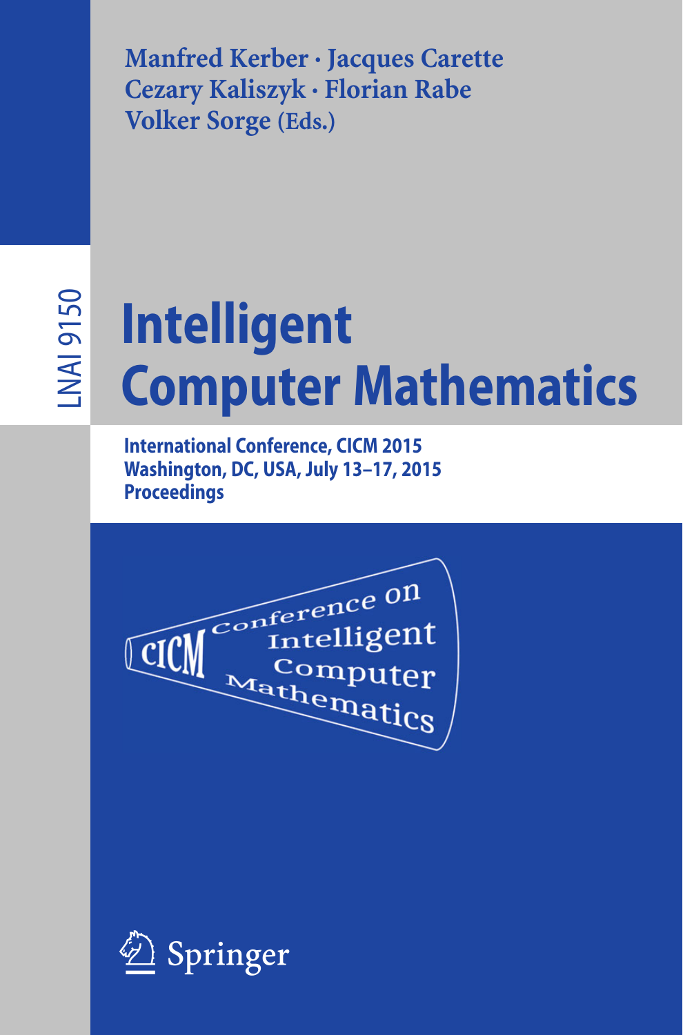Manfred Kerber · Jacques Carette
Cezary Kaliszyk · Florian Rabe
Volker Sorge (Eds.)

LNAI 9150

# Intelligent Computer Mathematics

**International Conference, CICM 2015**
**Washington, DC, USA, July 13–17, 2015**
**Proceedings**

CICM Conference on Intelligent Computer Mathematics

Springer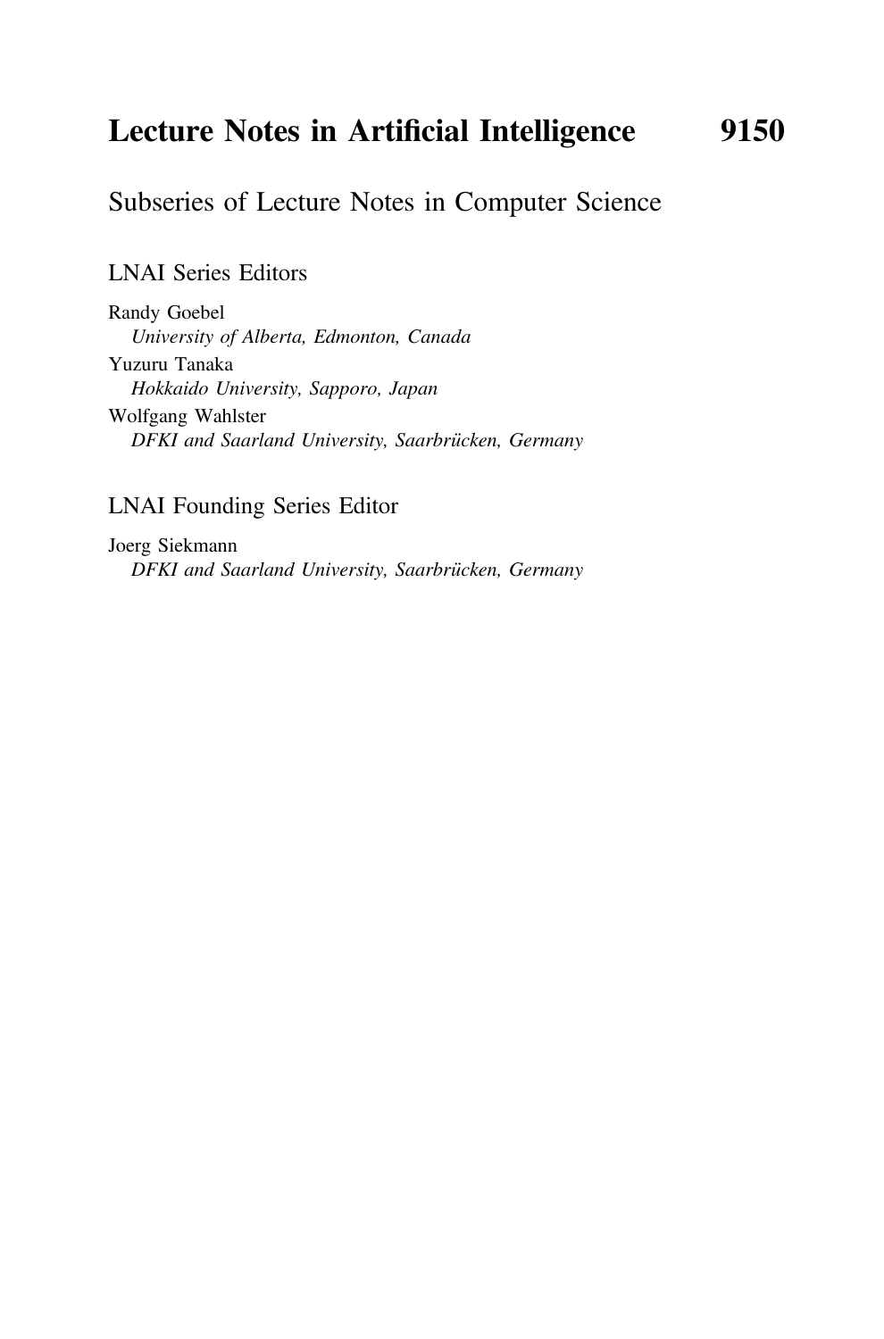# Lecture Notes in Artificial Intelligence 9150

Subseries of Lecture Notes in Computer Science

## LNAI Series Editors

Randy Goebel
*University of Alberta, Edmonton, Canada*

Yuzuru Tanaka
*Hokkaido University, Sapporo, Japan*

Wolfgang Wahlster
*DFKI and Saarland University, Saarbrücken, Germany*

## LNAI Founding Series Editor

Joerg Siekmann
*DFKI and Saarland University, Saarbrücken, Germany*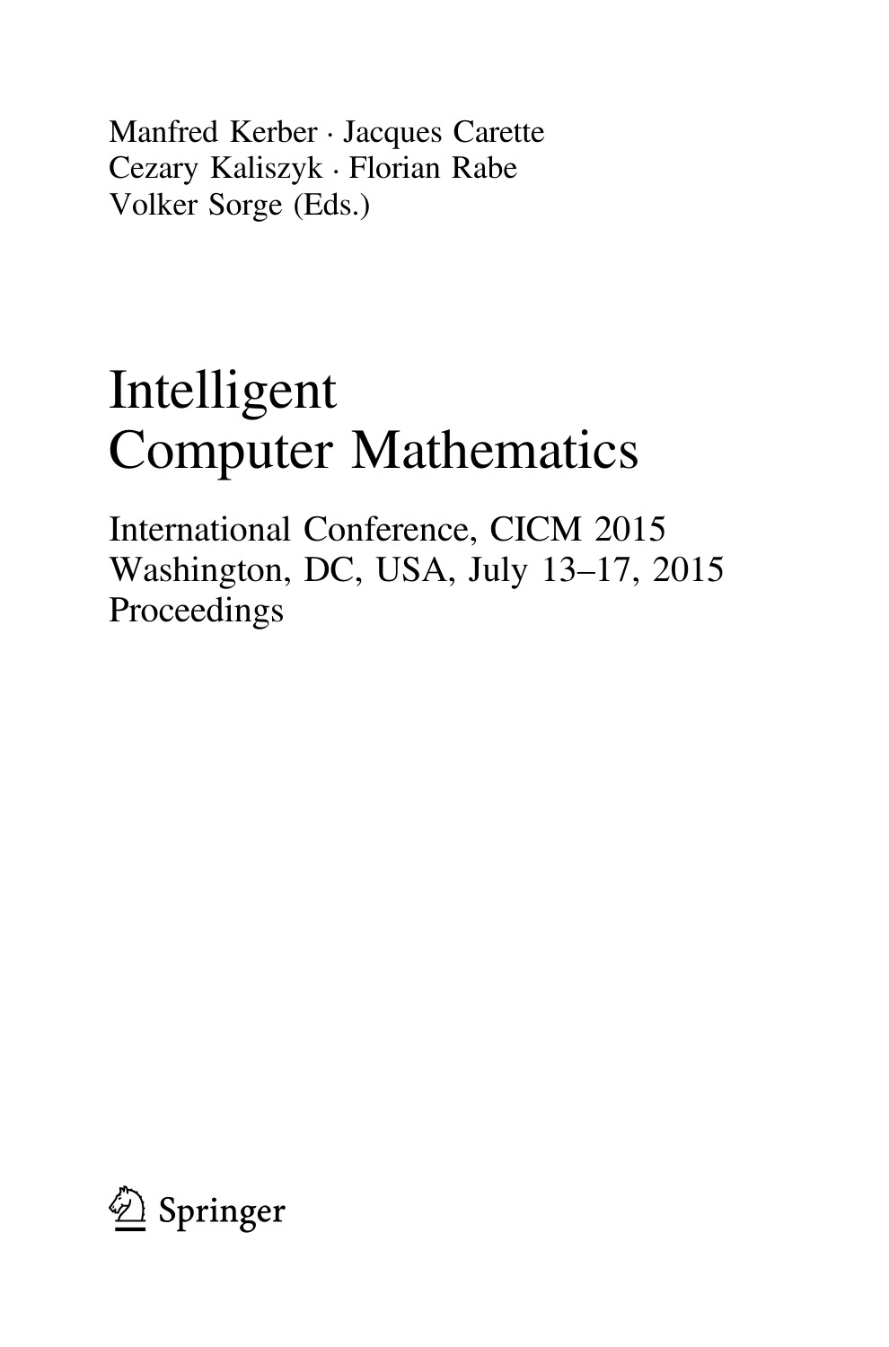Manfred Kerber · Jacques Carette
Cezary Kaliszyk · Florian Rabe
Volker Sorge (Eds.)

# Intelligent Computer Mathematics

International Conference, CICM 2015
Washington, DC, USA, July 13–17, 2015
Proceedings

Springer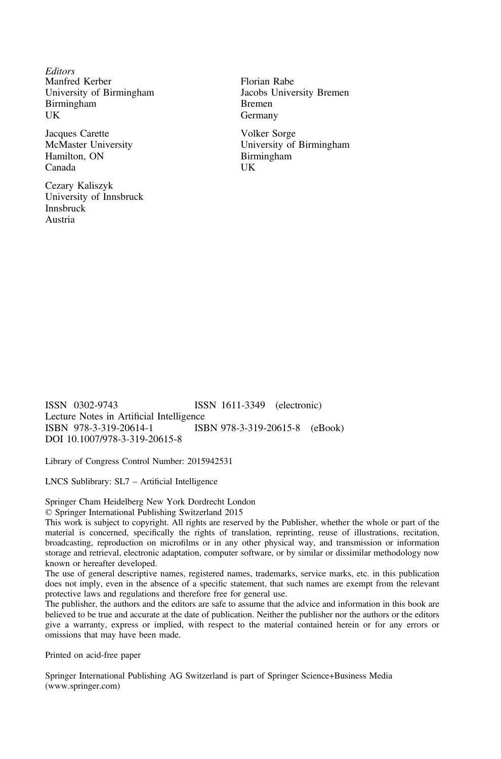*Editors*

Manfred Kerber
University of Birmingham
Birmingham
UK

Jacques Carette
McMaster University
Hamilton, ON
Canada

Cezary Kaliszyk
University of Innsbruck
Innsbruck
Austria

Florian Rabe
Jacobs University Bremen
Bremen
Germany

Volker Sorge
University of Birmingham
Birmingham
UK

ISSN 0302-9743 ISSN 1611-3349 (electronic)
Lecture Notes in Artificial Intelligence
ISBN 978-3-319-20614-1 ISBN 978-3-319-20615-8 (eBook)
DOI 10.1007/978-3-319-20615-8

Library of Congress Control Number: 2015942531

LNCS Sublibrary: SL7 – Artificial Intelligence

Springer Cham Heidelberg New York Dordrecht London
© Springer International Publishing Switzerland 2015
This work is subject to copyright. All rights are reserved by the Publisher, whether the whole or part of the material is concerned, specifically the rights of translation, reprinting, reuse of illustrations, recitation, broadcasting, reproduction on microfilms or in any other physical way, and transmission or information storage and retrieval, electronic adaptation, computer software, or by similar or dissimilar methodology now known or hereafter developed.
The use of general descriptive names, registered names, trademarks, service marks, etc. in this publication does not imply, even in the absence of a specific statement, that such names are exempt from the relevant protective laws and regulations and therefore free for general use.
The publisher, the authors and the editors are safe to assume that the advice and information in this book are believed to be true and accurate at the date of publication. Neither the publisher nor the authors or the editors give a warranty, express or implied, with respect to the material contained herein or for any errors or omissions that may have been made.

Printed on acid-free paper

Springer International Publishing AG Switzerland is part of Springer Science+Business Media
(www.springer.com)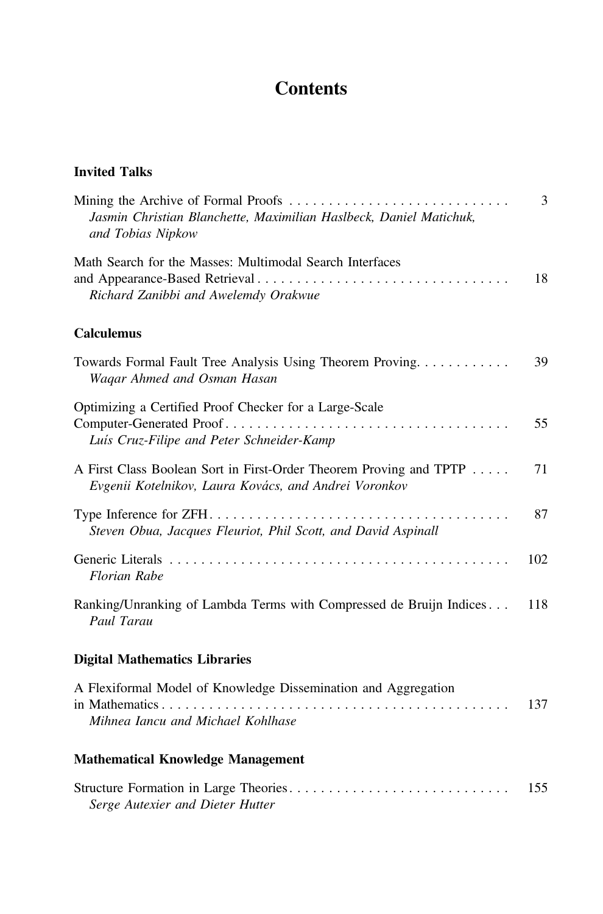# Contents

## Invited Talks

Mining the Archive of Formal Proofs . . . . . . . . . . . . . . . . . . . . . . . . . . . . 3
*Jasmin Christian Blanchette, Maximilian Haslbeck, Daniel Matichuk, and Tobias Nipkow*

Math Search for the Masses: Multimodal Search Interfaces and Appearance-Based Retrieval . . . . . . . . . . . . . . . . . . . . . . . . . . . . . . . . 18
*Richard Zanibbi and Awelemdy Orakwue*

## Calculemus

Towards Formal Fault Tree Analysis Using Theorem Proving. . . . . . . . . . . . 39
*Waqar Ahmed and Osman Hasan*

Optimizing a Certified Proof Checker for a Large-Scale Computer-Generated Proof . . . . . . . . . . . . . . . . . . . . . . . . . . . . . . . . . . . . 55
*Luís Cruz-Filipe and Peter Schneider-Kamp*

A First Class Boolean Sort in First-Order Theorem Proving and TPTP . . . . . 71
*Evgenii Kotelnikov, Laura Kovács, and Andrei Voronkov*

Type Inference for ZFH. . . . . . . . . . . . . . . . . . . . . . . . . . . . . . . . . . . . . . 87
*Steven Obua, Jacques Fleuriot, Phil Scott, and David Aspinall*

Generic Literals . . . . . . . . . . . . . . . . . . . . . . . . . . . . . . . . . . . . . . . . . . . 102
*Florian Rabe*

Ranking/Unranking of Lambda Terms with Compressed de Bruijn Indices . . . 118
*Paul Tarau*

## Digital Mathematics Libraries

A Flexiformal Model of Knowledge Dissemination and Aggregation in Mathematics . . . . . . . . . . . . . . . . . . . . . . . . . . . . . . . . . . . . . . . . . . . 137
*Mihnea Iancu and Michael Kohlhase*

## Mathematical Knowledge Management

Structure Formation in Large Theories. . . . . . . . . . . . . . . . . . . . . . . . . . . . 155
*Serge Autexier and Dieter Hutter*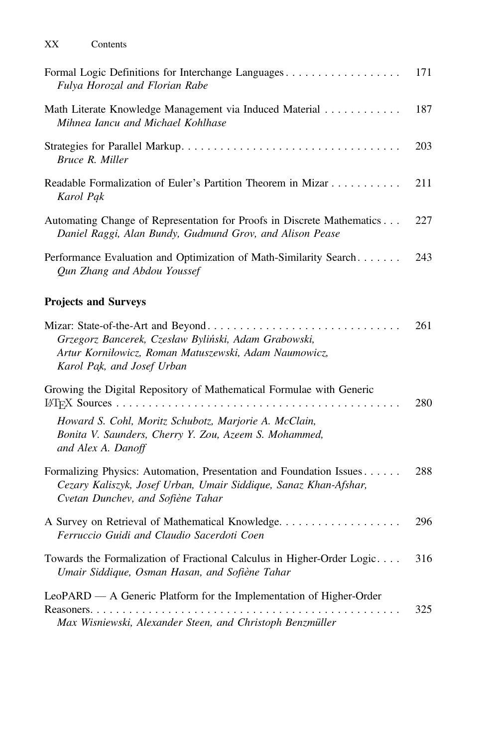Formal Logic Definitions for Interchange Languages . . . . . . . . . . . . . . . . . . 171
*Fulya Horozal and Florian Rabe*

Math Literate Knowledge Management via Induced Material . . . . . . . . . . . . 187
*Mihnea Iancu and Michael Kohlhase*

Strategies for Parallel Markup. . . . . . . . . . . . . . . . . . . . . . . . . . . . . . . . . . 203
*Bruce R. Miller*

Readable Formalization of Euler's Partition Theorem in Mizar . . . . . . . . . . . 211
*Karol Pąk*

Automating Change of Representation for Proofs in Discrete Mathematics . . . 227
*Daniel Raggi, Alan Bundy, Gudmund Grov, and Alison Pease*

Performance Evaluation and Optimization of Math-Similarity Search. . . . . . . 243
*Qun Zhang and Abdou Youssef*

**Projects and Surveys**

Mizar: State-of-the-Art and Beyond. . . . . . . . . . . . . . . . . . . . . . . . . . . . . . 261
*Grzegorz Bancerek, Czesław Byliński, Adam Grabowski, Artur Korniłowicz, Roman Matuszewski, Adam Naumowicz, Karol Pąk, and Josef Urban*

Growing the Digital Repository of Mathematical Formulae with Generic LaTeX Sources . . . . . . . . . . . . . . . . . . . . . . . . . . . . . . . . . . . . . . . . . . . . 280
*Howard S. Cohl, Moritz Schubotz, Marjorie A. McClain, Bonita V. Saunders, Cherry Y. Zou, Azeem S. Mohammed, and Alex A. Danoff*

Formalizing Physics: Automation, Presentation and Foundation Issues . . . . . . 288
*Cezary Kaliszyk, Josef Urban, Umair Siddique, Sanaz Khan-Afshar, Cvetan Dunchev, and Sofiène Tahar*

A Survey on Retrieval of Mathematical Knowledge. . . . . . . . . . . . . . . . . . . 296
*Ferruccio Guidi and Claudio Sacerdoti Coen*

Towards the Formalization of Fractional Calculus in Higher-Order Logic. . . . 316
*Umair Siddique, Osman Hasan, and Sofiène Tahar*

LeoPARD — A Generic Platform for the Implementation of Higher-Order Reasoners. . . . . . . . . . . . . . . . . . . . . . . . . . . . . . . . . . . . . . . . . . . . . . . . . 325
*Max Wisniewski, Alexander Steen, and Christoph Benzmüller*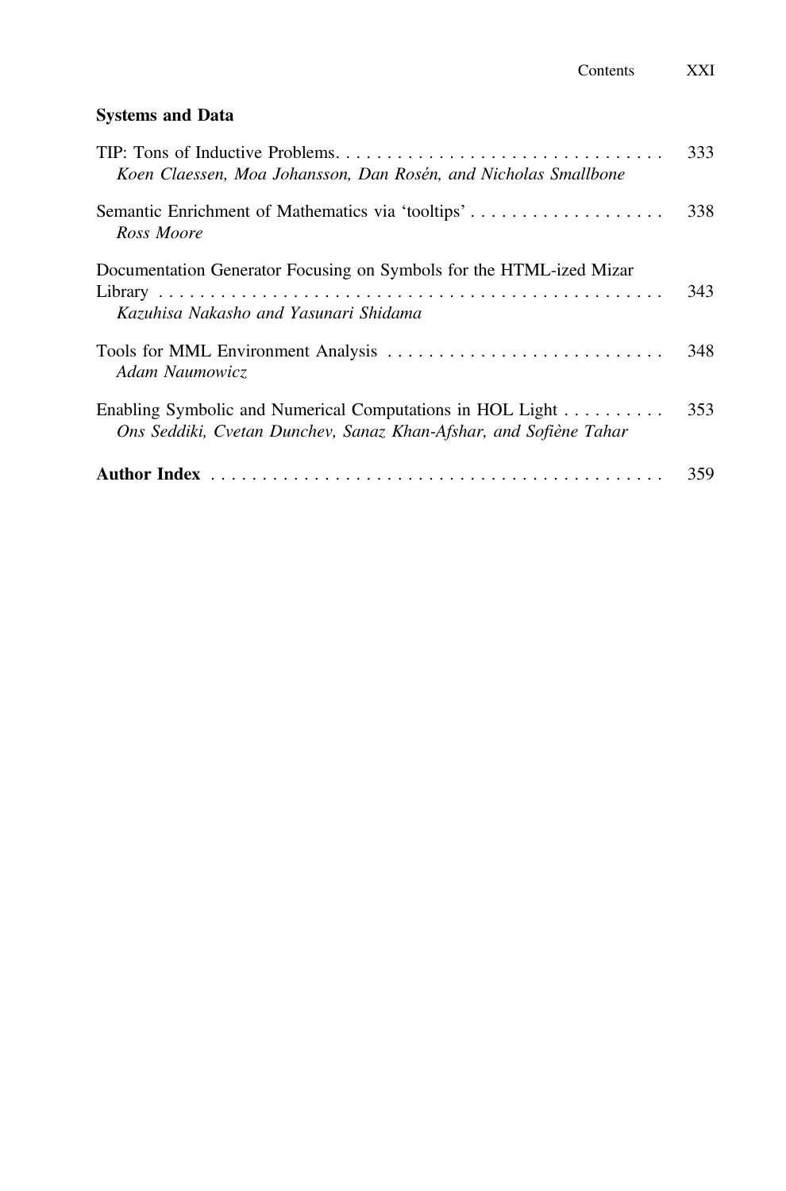### Systems and Data

TIP: Tons of Inductive Problems . . . . . . . . . . . . . . . . . . . . . . . . . . . . . . . . 333
*Koen Claessen, Moa Johansson, Dan Rosén, and Nicholas Smallbone*

Semantic Enrichment of Mathematics via 'tooltips' . . . . . . . . . . . . . . . . . . . 338
*Ross Moore*

Documentation Generator Focusing on Symbols for the HTML-ized Mizar Library . . . . . . . . . . . . . . . . . . . . . . . . . . . . . . . . . . . . . . . . . . . . . . . . . . 343
*Kazuhisa Nakasho and Yasunari Shidama*

Tools for MML Environment Analysis . . . . . . . . . . . . . . . . . . . . . . . . . . . . 348
*Adam Naumowicz*

Enabling Symbolic and Numerical Computations in HOL Light . . . . . . . . . . 353
*Ons Seddiki, Cvetan Dunchev, Sanaz Khan-Afshar, and Sofiène Tahar*

**Author Index** . . . . . . . . . . . . . . . . . . . . . . . . . . . . . . . . . . . . . . . . . . . . 359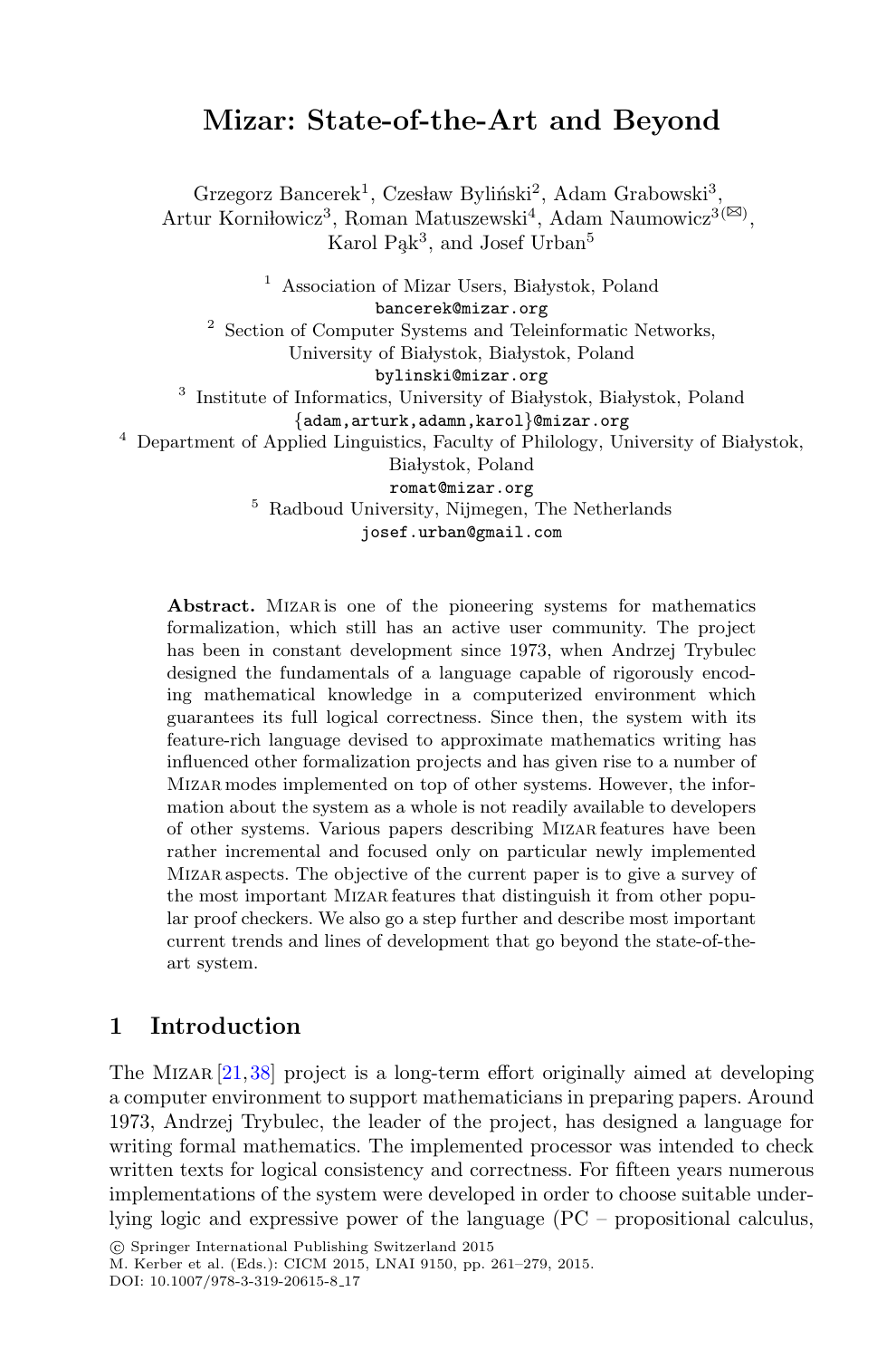# Mizar: State-of-the-Art and Beyond

Grzegorz Bancerek[1], Czesław Byliński[2], Adam Grabowski[3], Artur Korniłowicz[3], Roman Matuszewski[4], Adam Naumowicz[3(✉)], Karol Pąk[3], and Josef Urban[5]

[1] Association of Mizar Users, Białystok, Poland
bancerek@mizar.org

[2] Section of Computer Systems and Teleinformatic Networks, University of Białystok, Białystok, Poland
bylinski@mizar.org

[3] Institute of Informatics, University of Białystok, Białystok, Poland
{adam,arturk,adamn,karol}@mizar.org

[4] Department of Applied Linguistics, Faculty of Philology, University of Białystok, Białystok, Poland
romat@mizar.org

[5] Radboud University, Nijmegen, The Netherlands
josef.urban@gmail.com

**Abstract.** Mizar is one of the pioneering systems for mathematics formalization, which still has an active user community. The project has been in constant development since 1973, when Andrzej Trybulec designed the fundamentals of a language capable of rigorously encoding mathematical knowledge in a computerized environment which guarantees its full logical correctness. Since then, the system with its feature-rich language devised to approximate mathematics writing has influenced other formalization projects and has given rise to a number of Mizar modes implemented on top of other systems. However, the information about the system as a whole is not readily available to developers of other systems. Various papers describing Mizar features have been rather incremental and focused only on particular newly implemented Mizar aspects. The objective of the current paper is to give a survey of the most important Mizar features that distinguish it from other popular proof checkers. We also go a step further and describe most important current trends and lines of development that go beyond the state-of-the-art system.

## 1 Introduction

The Mizar [21,38] project is a long-term effort originally aimed at developing a computer environment to support mathematicians in preparing papers. Around 1973, Andrzej Trybulec, the leader of the project, has designed a language for writing formal mathematics. The implemented processor was intended to check written texts for logical consistency and correctness. For fifteen years numerous implementations of the system were developed in order to choose suitable underlying logic and expressive power of the language (PC – propositional calculus,

© Springer International Publishing Switzerland 2015
M. Kerber et al. (Eds.): CICM 2015, LNAI 9150, pp. 261–279, 2015.
DOI: 10.1007/978-3-319-20615-8_17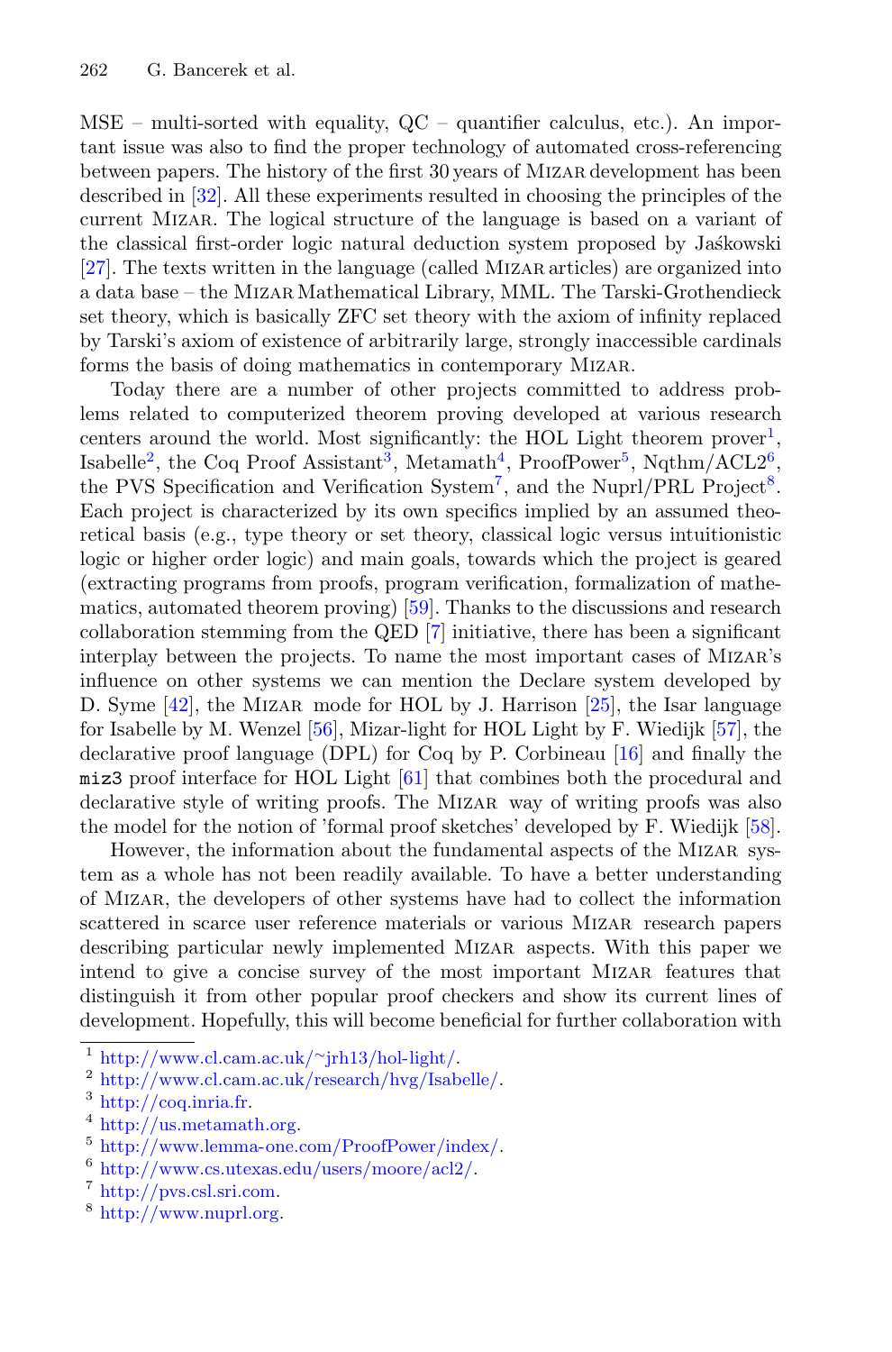MSE – multi-sorted with equality, QC – quantifier calculus, etc.). An important issue was also to find the proper technology of automated cross-referencing between papers. The history of the first 30 years of Mizar development has been described in [32]. All these experiments resulted in choosing the principles of the current Mizar. The logical structure of the language is based on a variant of the classical first-order logic natural deduction system proposed by Jaśkowski [27]. The texts written in the language (called Mizar articles) are organized into a data base – the Mizar Mathematical Library, MML. The Tarski-Grothendieck set theory, which is basically ZFC set theory with the axiom of infinity replaced by Tarski's axiom of existence of arbitrarily large, strongly inaccessible cardinals forms the basis of doing mathematics in contemporary Mizar.

Today there are a number of other projects committed to address problems related to computerized theorem proving developed at various research centers around the world. Most significantly: the HOL Light theorem prover[1], Isabelle[2], the Coq Proof Assistant[3], Metamath[4], ProofPower[5], Nqthm/ACL2[6], the PVS Specification and Verification System[7], and the Nuprl/PRL Project[8]. Each project is characterized by its own specifics implied by an assumed theoretical basis (e.g., type theory or set theory, classical logic versus intuitionistic logic or higher order logic) and main goals, towards which the project is geared (extracting programs from proofs, program verification, formalization of mathematics, automated theorem proving) [59]. Thanks to the discussions and research collaboration stemming from the QED [7] initiative, there has been a significant interplay between the projects. To name the most important cases of Mizar's influence on other systems we can mention the Declare system developed by D. Syme [42], the Mizar mode for HOL by J. Harrison [25], the Isar language for Isabelle by M. Wenzel [56], Mizar-light for HOL Light by F. Wiedijk [57], the declarative proof language (DPL) for Coq by P. Corbineau [16] and finally the `miz3` proof interface for HOL Light [61] that combines both the procedural and declarative style of writing proofs. The Mizar way of writing proofs was also the model for the notion of 'formal proof sketches' developed by F. Wiedijk [58].

However, the information about the fundamental aspects of the Mizar system as a whole has not been readily available. To have a better understanding of Mizar, the developers of other systems have had to collect the information scattered in scarce user reference materials or various Mizar research papers describing particular newly implemented Mizar aspects. With this paper we intend to give a concise survey of the most important Mizar features that distinguish it from other popular proof checkers and show its current lines of development. Hopefully, this will become beneficial for further collaboration with

[1] http://www.cl.cam.ac.uk/~jrh13/hol-light/.
[2] http://www.cl.cam.ac.uk/research/hvg/Isabelle/.
[3] http://coq.inria.fr.
[4] http://us.metamath.org.
[5] http://www.lemma-one.com/ProofPower/index/.
[6] http://www.cs.utexas.edu/users/moore/acl2/.
[7] http://pvs.csl.sri.com.
[8] http://www.nuprl.org.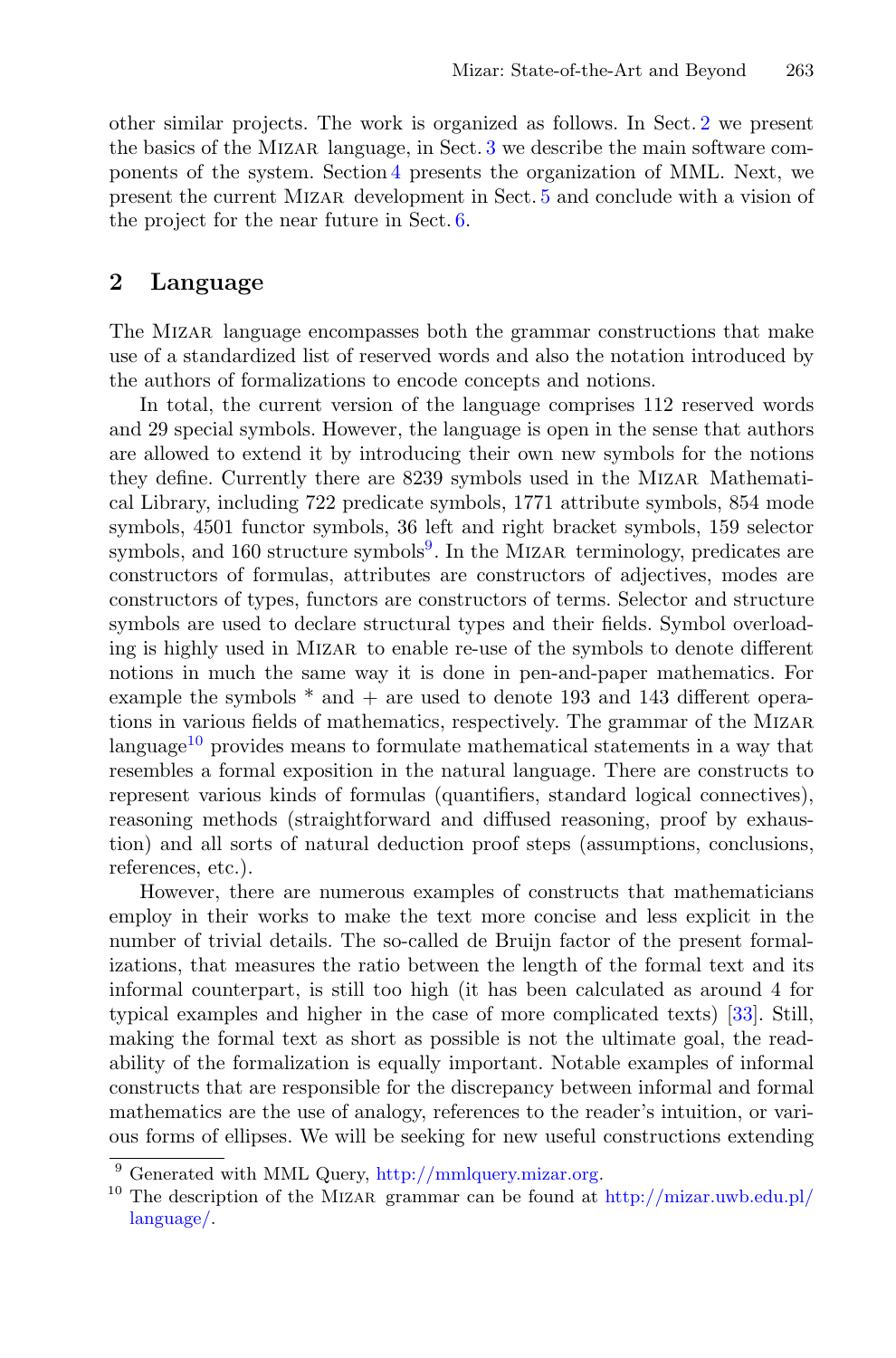other similar projects. The work is organized as follows. In Sect. 2 we present the basics of the Mizar language, in Sect. 3 we describe the main software components of the system. Section 4 presents the organization of MML. Next, we present the current Mizar development in Sect. 5 and conclude with a vision of the project for the near future in Sect. 6.

## 2 Language

The Mizar language encompasses both the grammar constructions that make use of a standardized list of reserved words and also the notation introduced by the authors of formalizations to encode concepts and notions.

In total, the current version of the language comprises 112 reserved words and 29 special symbols. However, the language is open in the sense that authors are allowed to extend it by introducing their own new symbols for the notions they define. Currently there are 8239 symbols used in the Mizar Mathematical Library, including 722 predicate symbols, 1771 attribute symbols, 854 mode symbols, 4501 functor symbols, 36 left and right bracket symbols, 159 selector symbols, and 160 structure symbols[9]. In the Mizar terminology, predicates are constructors of formulas, attributes are constructors of adjectives, modes are constructors of types, functors are constructors of terms. Selector and structure symbols are used to declare structural types and their fields. Symbol overloading is highly used in Mizar to enable re-use of the symbols to denote different notions in much the same way it is done in pen-and-paper mathematics. For example the symbols * and + are used to denote 193 and 143 different operations in various fields of mathematics, respectively. The grammar of the Mizar language[10] provides means to formulate mathematical statements in a way that resembles a formal exposition in the natural language. There are constructs to represent various kinds of formulas (quantifiers, standard logical connectives), reasoning methods (straightforward and diffused reasoning, proof by exhaustion) and all sorts of natural deduction proof steps (assumptions, conclusions, references, etc.).

However, there are numerous examples of constructs that mathematicians employ in their works to make the text more concise and less explicit in the number of trivial details. The so-called de Bruijn factor of the present formalizations, that measures the ratio between the length of the formal text and its informal counterpart, is still too high (it has been calculated as around 4 for typical examples and higher in the case of more complicated texts) [33]. Still, making the formal text as short as possible is not the ultimate goal, the readability of the formalization is equally important. Notable examples of informal constructs that are responsible for the discrepancy between informal and formal mathematics are the use of analogy, references to the reader's intuition, or various forms of ellipses. We will be seeking for new useful constructions extending

[9] Generated with MML Query, http://mmlquery.mizar.org.

[10] The description of the Mizar grammar can be found at http://mizar.uwb.edu.pl/language/.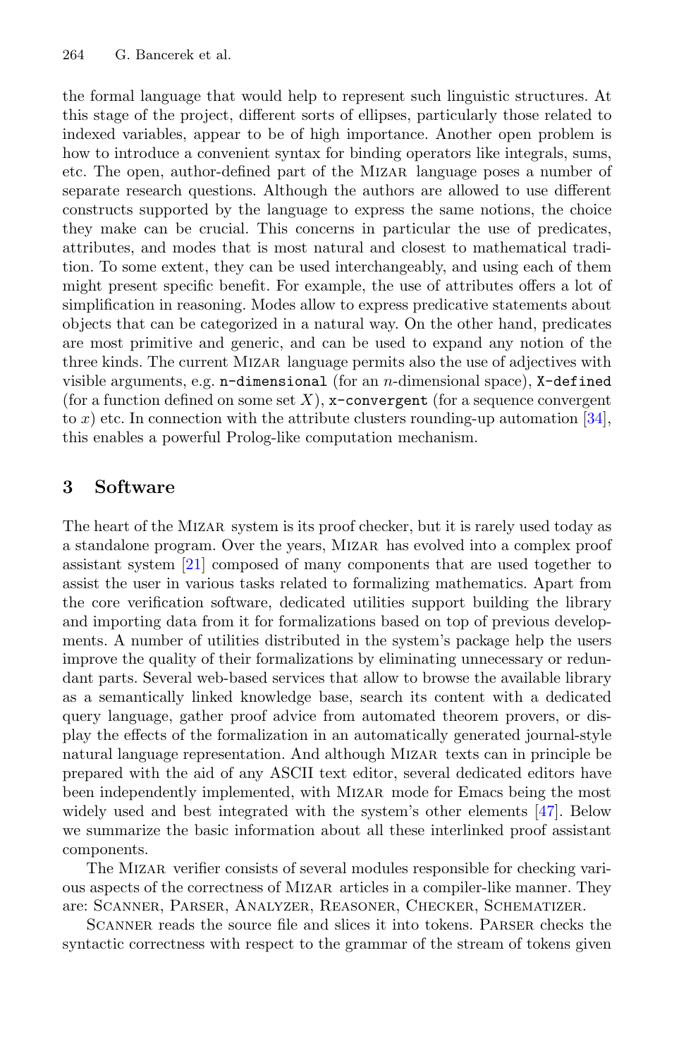the formal language that would help to represent such linguistic structures. At this stage of the project, different sorts of ellipses, particularly those related to indexed variables, appear to be of high importance. Another open problem is how to introduce a convenient syntax for binding operators like integrals, sums, etc. The open, author-defined part of the Mizar language poses a number of separate research questions. Although the authors are allowed to use different constructs supported by the language to express the same notions, the choice they make can be crucial. This concerns in particular the use of predicates, attributes, and modes that is most natural and closest to mathematical tradition. To some extent, they can be used interchangeably, and using each of them might present specific benefit. For example, the use of attributes offers a lot of simplification in reasoning. Modes allow to express predicative statements about objects that can be categorized in a natural way. On the other hand, predicates are most primitive and generic, and can be used to expand any notion of the three kinds. The current Mizar language permits also the use of adjectives with visible arguments, e.g. `n-dimensional` (for an $n$-dimensional space), `X-defined` (for a function defined on some set $X$), `x-convergent` (for a sequence convergent to $x$) etc. In connection with the attribute clusters rounding-up automation [34], this enables a powerful Prolog-like computation mechanism.

## 3 Software

The heart of the Mizar system is its proof checker, but it is rarely used today as a standalone program. Over the years, Mizar has evolved into a complex proof assistant system [21] composed of many components that are used together to assist the user in various tasks related to formalizing mathematics. Apart from the core verification software, dedicated utilities support building the library and importing data from it for formalizations based on top of previous developments. A number of utilities distributed in the system's package help the users improve the quality of their formalizations by eliminating unnecessary or redundant parts. Several web-based services that allow to browse the available library as a semantically linked knowledge base, search its content with a dedicated query language, gather proof advice from automated theorem provers, or display the effects of the formalization in an automatically generated journal-style natural language representation. And although Mizar texts can in principle be prepared with the aid of any ASCII text editor, several dedicated editors have been independently implemented, with Mizar mode for Emacs being the most widely used and best integrated with the system's other elements [47]. Below we summarize the basic information about all these interlinked proof assistant components.

The Mizar verifier consists of several modules responsible for checking various aspects of the correctness of Mizar articles in a compiler-like manner. They are: Scanner, Parser, Analyzer, Reasoner, Checker, Schematizer.

Scanner reads the source file and slices it into tokens. Parser checks the syntactic correctness with respect to the grammar of the stream of tokens given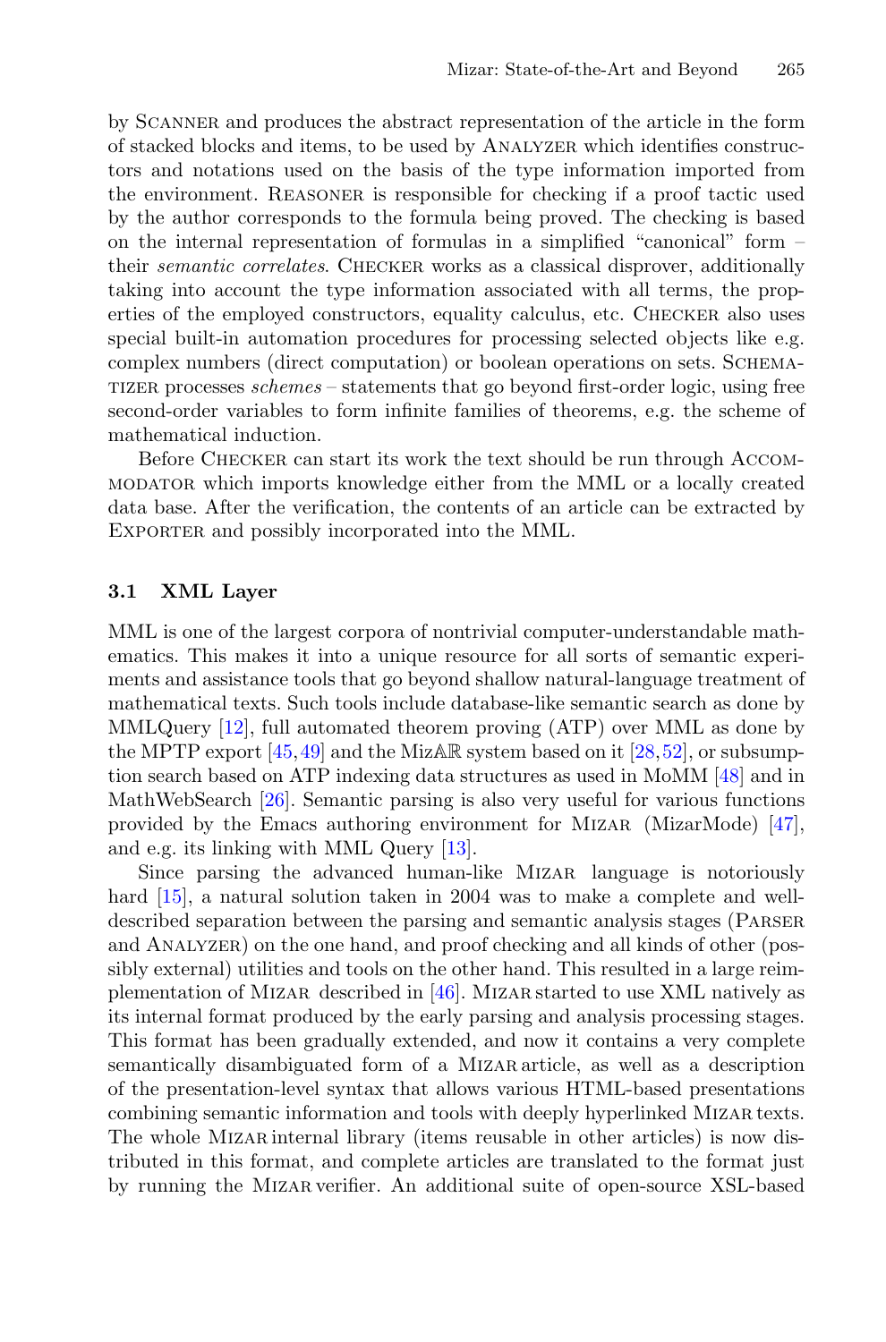by Scanner and produces the abstract representation of the article in the form of stacked blocks and items, to be used by Analyzer which identifies constructors and notations used on the basis of the type information imported from the environment. Reasoner is responsible for checking if a proof tactic used by the author corresponds to the formula being proved. The checking is based on the internal representation of formulas in a simplified "canonical" form – their *semantic correlates*. Checker works as a classical disprover, additionally taking into account the type information associated with all terms, the properties of the employed constructors, equality calculus, etc. Checker also uses special built-in automation procedures for processing selected objects like e.g. complex numbers (direct computation) or boolean operations on sets. Schematizer processes *schemes* – statements that go beyond first-order logic, using free second-order variables to form infinite families of theorems, e.g. the scheme of mathematical induction.

Before Checker can start its work the text should be run through Accommodator which imports knowledge either from the MML or a locally created data base. After the verification, the contents of an article can be extracted by Exporter and possibly incorporated into the MML.

### 3.1 XML Layer

MML is one of the largest corpora of nontrivial computer-understandable mathematics. This makes it into a unique resource for all sorts of semantic experiments and assistance tools that go beyond shallow natural-language treatment of mathematical texts. Such tools include database-like semantic search as done by MMLQuery [12], full automated theorem proving (ATP) over MML as done by the MPTP export [45,49] and the Miz$\mathbb{AR}$ system based on it [28,52], or subsumption search based on ATP indexing data structures as used in MoMM [48] and in MathWebSearch [26]. Semantic parsing is also very useful for various functions provided by the Emacs authoring environment for Mizar (MizarMode) [47], and e.g. its linking with MML Query [13].

Since parsing the advanced human-like Mizar language is notoriously hard [15], a natural solution taken in 2004 was to make a complete and well-described separation between the parsing and semantic analysis stages (Parser and Analyzer) on the one hand, and proof checking and all kinds of other (possibly external) utilities and tools on the other hand. This resulted in a large reimplementation of Mizar described in [46]. Mizar started to use XML natively as its internal format produced by the early parsing and analysis processing stages. This format has been gradually extended, and now it contains a very complete semantically disambiguated form of a Mizar article, as well as a description of the presentation-level syntax that allows various HTML-based presentations combining semantic information and tools with deeply hyperlinked Mizar texts. The whole Mizar internal library (items reusable in other articles) is now distributed in this format, and complete articles are translated to the format just by running the Mizar verifier. An additional suite of open-source XSL-based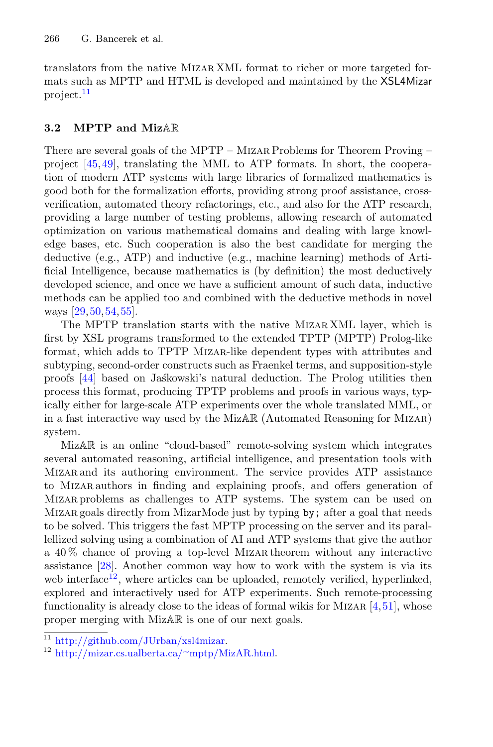translators from the native Mizar XML format to richer or more targeted formats such as MPTP and HTML is developed and maintained by the XSL4Mizar project.[11]

### 3.2 MPTP and MizAR

There are several goals of the MPTP – Mizar Problems for Theorem Proving – project [45,49], translating the MML to ATP formats. In short, the cooperation of modern ATP systems with large libraries of formalized mathematics is good both for the formalization efforts, providing strong proof assistance, cross-verification, automated theory refactorings, etc., and also for the ATP research, providing a large number of testing problems, allowing research of automated optimization on various mathematical domains and dealing with large knowledge bases, etc. Such cooperation is also the best candidate for merging the deductive (e.g., ATP) and inductive (e.g., machine learning) methods of Artificial Intelligence, because mathematics is (by definition) the most deductively developed science, and once we have a sufficient amount of such data, inductive methods can be applied too and combined with the deductive methods in novel ways [29,50,54,55].

The MPTP translation starts with the native Mizar XML layer, which is first by XSL programs transformed to the extended TPTP (MPTP) Prolog-like format, which adds to TPTP Mizar-like dependent types with attributes and subtyping, second-order constructs such as Fraenkel terms, and supposition-style proofs [44] based on Jaśkowski's natural deduction. The Prolog utilities then process this format, producing TPTP problems and proofs in various ways, typically either for large-scale ATP experiments over the whole translated MML, or in a fast interactive way used by the MizAR (Automated Reasoning for Mizar) system.

MizAR is an online "cloud-based" remote-solving system which integrates several automated reasoning, artificial intelligence, and presentation tools with Mizar and its authoring environment. The service provides ATP assistance to Mizar authors in finding and explaining proofs, and offers generation of Mizar problems as challenges to ATP systems. The system can be used on Mizar goals directly from MizarMode just by typing `by;` after a goal that needs to be solved. This triggers the fast MPTP processing on the server and its parallellized solving using a combination of AI and ATP systems that give the author a 40 % chance of proving a top-level Mizar theorem without any interactive assistance [28]. Another common way how to work with the system is via its web interface[12], where articles can be uploaded, remotely verified, hyperlinked, explored and interactively used for ATP experiments. Such remote-processing functionality is already close to the ideas of formal wikis for Mizar [4,51], whose proper merging with MizAR is one of our next goals.

[11] http://github.com/JUrban/xsl4mizar.

[12] http://mizar.cs.ualberta.ca/~mptp/MizAR.html.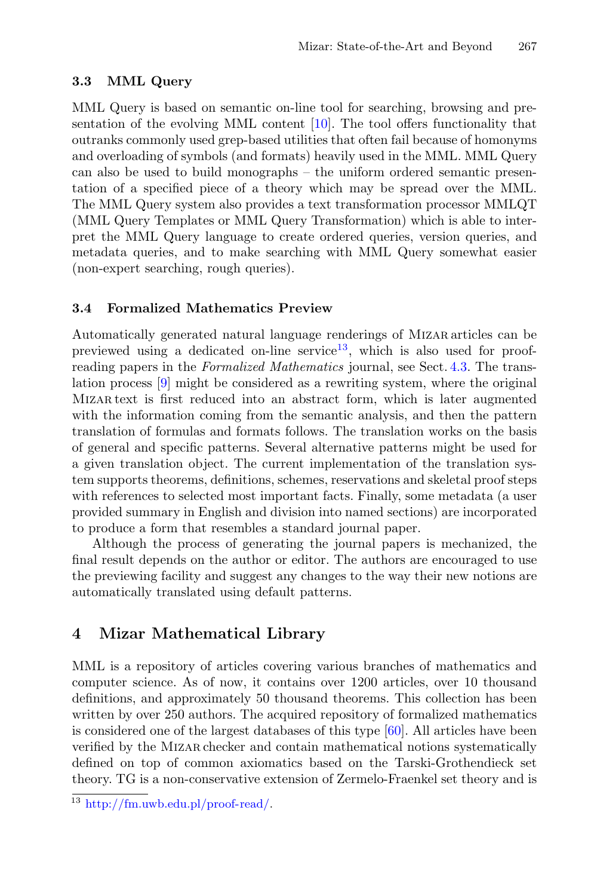### 3.3 MML Query

MML Query is based on semantic on-line tool for searching, browsing and presentation of the evolving MML content [10]. The tool offers functionality that outranks commonly used grep-based utilities that often fail because of homonyms and overloading of symbols (and formats) heavily used in the MML. MML Query can also be used to build monographs – the uniform ordered semantic presentation of a specified piece of a theory which may be spread over the MML. The MML Query system also provides a text transformation processor MMLQT (MML Query Templates or MML Query Transformation) which is able to interpret the MML Query language to create ordered queries, version queries, and metadata queries, and to make searching with MML Query somewhat easier (non-expert searching, rough queries).

### 3.4 Formalized Mathematics Preview

Automatically generated natural language renderings of Mizar articles can be previewed using a dedicated on-line service[13], which is also used for proof-reading papers in the *Formalized Mathematics* journal, see Sect. 4.3. The translation process [9] might be considered as a rewriting system, where the original Mizar text is first reduced into an abstract form, which is later augmented with the information coming from the semantic analysis, and then the pattern translation of formulas and formats follows. The translation works on the basis of general and specific patterns. Several alternative patterns might be used for a given translation object. The current implementation of the translation system supports theorems, definitions, schemes, reservations and skeletal proof steps with references to selected most important facts. Finally, some metadata (a user provided summary in English and division into named sections) are incorporated to produce a form that resembles a standard journal paper.

Although the process of generating the journal papers is mechanized, the final result depends on the author or editor. The authors are encouraged to use the previewing facility and suggest any changes to the way their new notions are automatically translated using default patterns.

## 4 Mizar Mathematical Library

MML is a repository of articles covering various branches of mathematics and computer science. As of now, it contains over 1200 articles, over 10 thousand definitions, and approximately 50 thousand theorems. This collection has been written by over 250 authors. The acquired repository of formalized mathematics is considered one of the largest databases of this type [60]. All articles have been verified by the Mizar checker and contain mathematical notions systematically defined on top of common axiomatics based on the Tarski-Grothendieck set theory. TG is a non-conservative extension of Zermelo-Fraenkel set theory and is

[13] http://fm.uwb.edu.pl/proof-read/.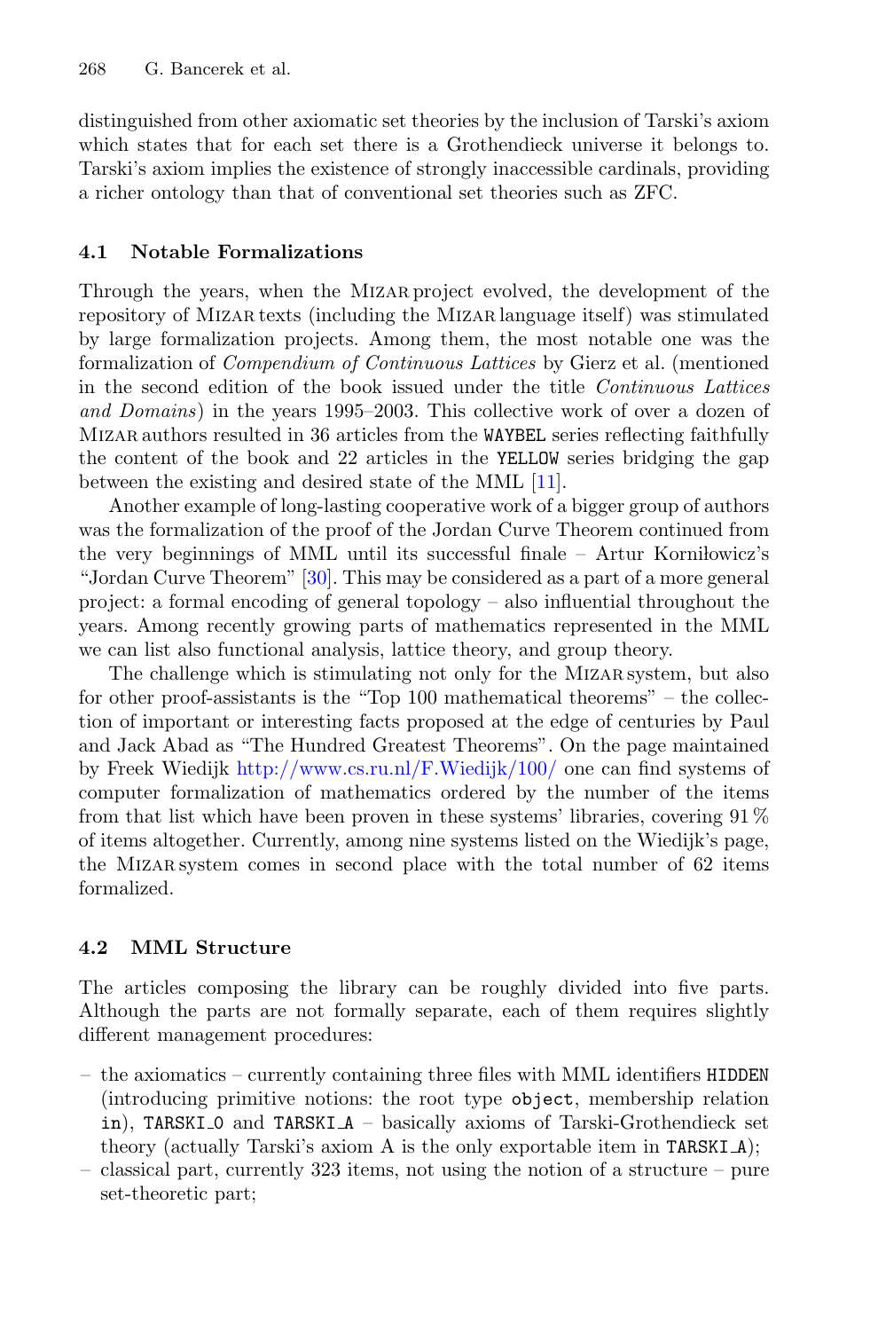distinguished from other axiomatic set theories by the inclusion of Tarski's axiom which states that for each set there is a Grothendieck universe it belongs to. Tarski's axiom implies the existence of strongly inaccessible cardinals, providing a richer ontology than that of conventional set theories such as ZFC.

### 4.1 Notable Formalizations

Through the years, when the Mizar project evolved, the development of the repository of Mizar texts (including the Mizar language itself) was stimulated by large formalization projects. Among them, the most notable one was the formalization of *Compendium of Continuous Lattices* by Gierz et al. (mentioned in the second edition of the book issued under the title *Continuous Lattices and Domains*) in the years 1995–2003. This collective work of over a dozen of Mizar authors resulted in 36 articles from the `WAYBEL` series reflecting faithfully the content of the book and 22 articles in the `YELLOW` series bridging the gap between the existing and desired state of the MML [11].

Another example of long-lasting cooperative work of a bigger group of authors was the formalization of the proof of the Jordan Curve Theorem continued from the very beginnings of MML until its successful finale – Artur Korniłowicz's "Jordan Curve Theorem" [30]. This may be considered as a part of a more general project: a formal encoding of general topology – also influential throughout the years. Among recently growing parts of mathematics represented in the MML we can list also functional analysis, lattice theory, and group theory.

The challenge which is stimulating not only for the Mizar system, but also for other proof-assistants is the "Top 100 mathematical theorems" – the collection of important or interesting facts proposed at the edge of centuries by Paul and Jack Abad as "The Hundred Greatest Theorems". On the page maintained by Freek Wiedijk http://www.cs.ru.nl/F.Wiedijk/100/ one can find systems of computer formalization of mathematics ordered by the number of the items from that list which have been proven in these systems' libraries, covering 91 % of items altogether. Currently, among nine systems listed on the Wiedijk's page, the Mizar system comes in second place with the total number of 62 items formalized.

### 4.2 MML Structure

The articles composing the library can be roughly divided into five parts. Although the parts are not formally separate, each of them requires slightly different management procedures:

- the axiomatics – currently containing three files with MML identifiers `HIDDEN` (introducing primitive notions: the root type `object`, membership relation `in`), `TARSKI_0` and `TARSKI_A` – basically axioms of Tarski-Grothendieck set theory (actually Tarski's axiom A is the only exportable item in `TARSKI_A`);
- classical part, currently 323 items, not using the notion of a structure – pure set-theoretic part;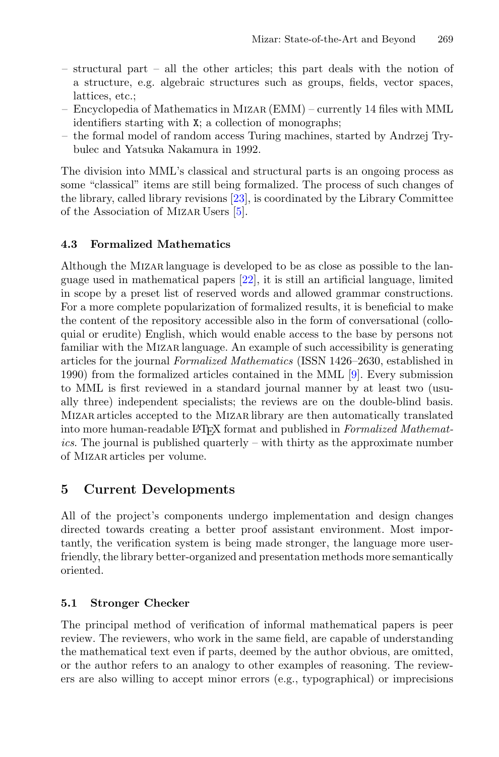– structural part – all the other articles; this part deals with the notion of a structure, e.g. algebraic structures such as groups, fields, vector spaces, lattices, etc.;
– Encyclopedia of Mathematics in Mizar (EMM) – currently 14 files with MML identifiers starting with X; a collection of monographs;
– the formal model of random access Turing machines, started by Andrzej Trybulec and Yatsuka Nakamura in 1992.

The division into MML's classical and structural parts is an ongoing process as some "classical" items are still being formalized. The process of such changes of the library, called library revisions [23], is coordinated by the Library Committee of the Association of Mizar Users [5].

### 4.3 Formalized Mathematics

Although the Mizar language is developed to be as close as possible to the language used in mathematical papers [22], it is still an artificial language, limited in scope by a preset list of reserved words and allowed grammar constructions. For a more complete popularization of formalized results, it is beneficial to make the content of the repository accessible also in the form of conversational (colloquial or erudite) English, which would enable access to the base by persons not familiar with the Mizar language. An example of such accessibility is generating articles for the journal *Formalized Mathematics* (ISSN 1426–2630, established in 1990) from the formalized articles contained in the MML [9]. Every submission to MML is first reviewed in a standard journal manner by at least two (usually three) independent specialists; the reviews are on the double-blind basis. Mizar articles accepted to the Mizar library are then automatically translated into more human-readable LaTeX format and published in *Formalized Mathematics*. The journal is published quarterly – with thirty as the approximate number of Mizar articles per volume.

## 5 Current Developments

All of the project's components undergo implementation and design changes directed towards creating a better proof assistant environment. Most importantly, the verification system is being made stronger, the language more user-friendly, the library better-organized and presentation methods more semantically oriented.

### 5.1 Stronger Checker

The principal method of verification of informal mathematical papers is peer review. The reviewers, who work in the same field, are capable of understanding the mathematical text even if parts, deemed by the author obvious, are omitted, or the author refers to an analogy to other examples of reasoning. The reviewers are also willing to accept minor errors (e.g., typographical) or imprecisions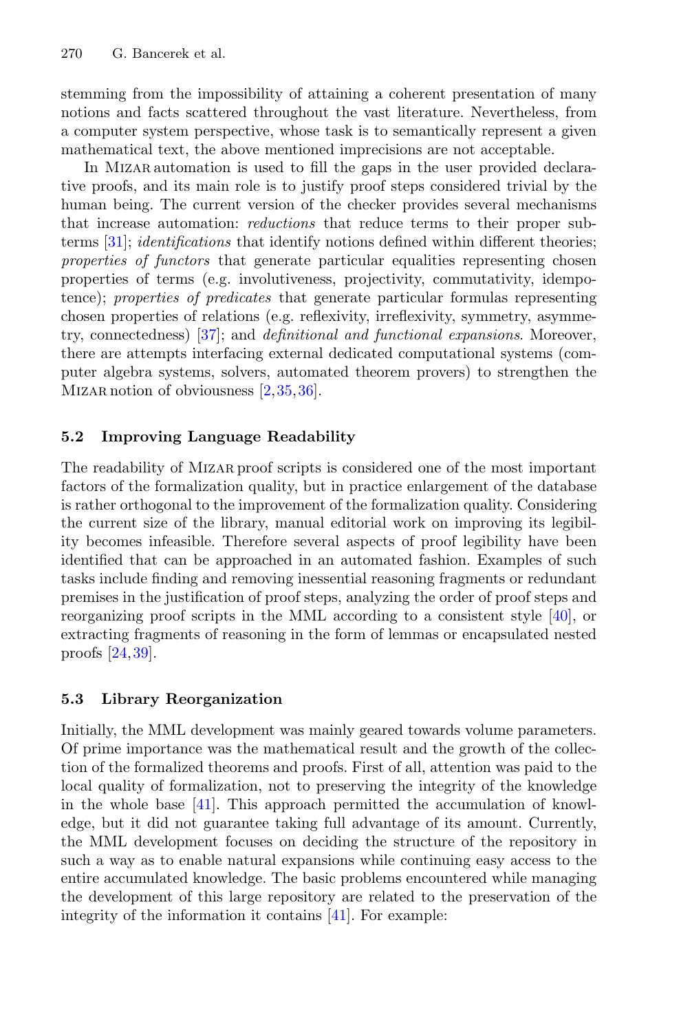stemming from the impossibility of attaining a coherent presentation of many notions and facts scattered throughout the vast literature. Nevertheless, from a computer system perspective, whose task is to semantically represent a given mathematical text, the above mentioned imprecisions are not acceptable.

In Mizar automation is used to fill the gaps in the user provided declarative proofs, and its main role is to justify proof steps considered trivial by the human being. The current version of the checker provides several mechanisms that increase automation: *reductions* that reduce terms to their proper subterms [31]; *identifications* that identify notions defined within different theories; *properties of functors* that generate particular equalities representing chosen properties of terms (e.g. involutiveness, projectivity, commutativity, idempotence); *properties of predicates* that generate particular formulas representing chosen properties of relations (e.g. reflexivity, irreflexivity, symmetry, asymmetry, connectedness) [37]; and *definitional and functional expansions*. Moreover, there are attempts interfacing external dedicated computational systems (computer algebra systems, solvers, automated theorem provers) to strengthen the Mizar notion of obviousness [2,35,36].

### 5.2 Improving Language Readability

The readability of Mizar proof scripts is considered one of the most important factors of the formalization quality, but in practice enlargement of the database is rather orthogonal to the improvement of the formalization quality. Considering the current size of the library, manual editorial work on improving its legibility becomes infeasible. Therefore several aspects of proof legibility have been identified that can be approached in an automated fashion. Examples of such tasks include finding and removing inessential reasoning fragments or redundant premises in the justification of proof steps, analyzing the order of proof steps and reorganizing proof scripts in the MML according to a consistent style [40], or extracting fragments of reasoning in the form of lemmas or encapsulated nested proofs [24,39].

### 5.3 Library Reorganization

Initially, the MML development was mainly geared towards volume parameters. Of prime importance was the mathematical result and the growth of the collection of the formalized theorems and proofs. First of all, attention was paid to the local quality of formalization, not to preserving the integrity of the knowledge in the whole base [41]. This approach permitted the accumulation of knowledge, but it did not guarantee taking full advantage of its amount. Currently, the MML development focuses on deciding the structure of the repository in such a way as to enable natural expansions while continuing easy access to the entire accumulated knowledge. The basic problems encountered while managing the development of this large repository are related to the preservation of the integrity of the information it contains [41]. For example: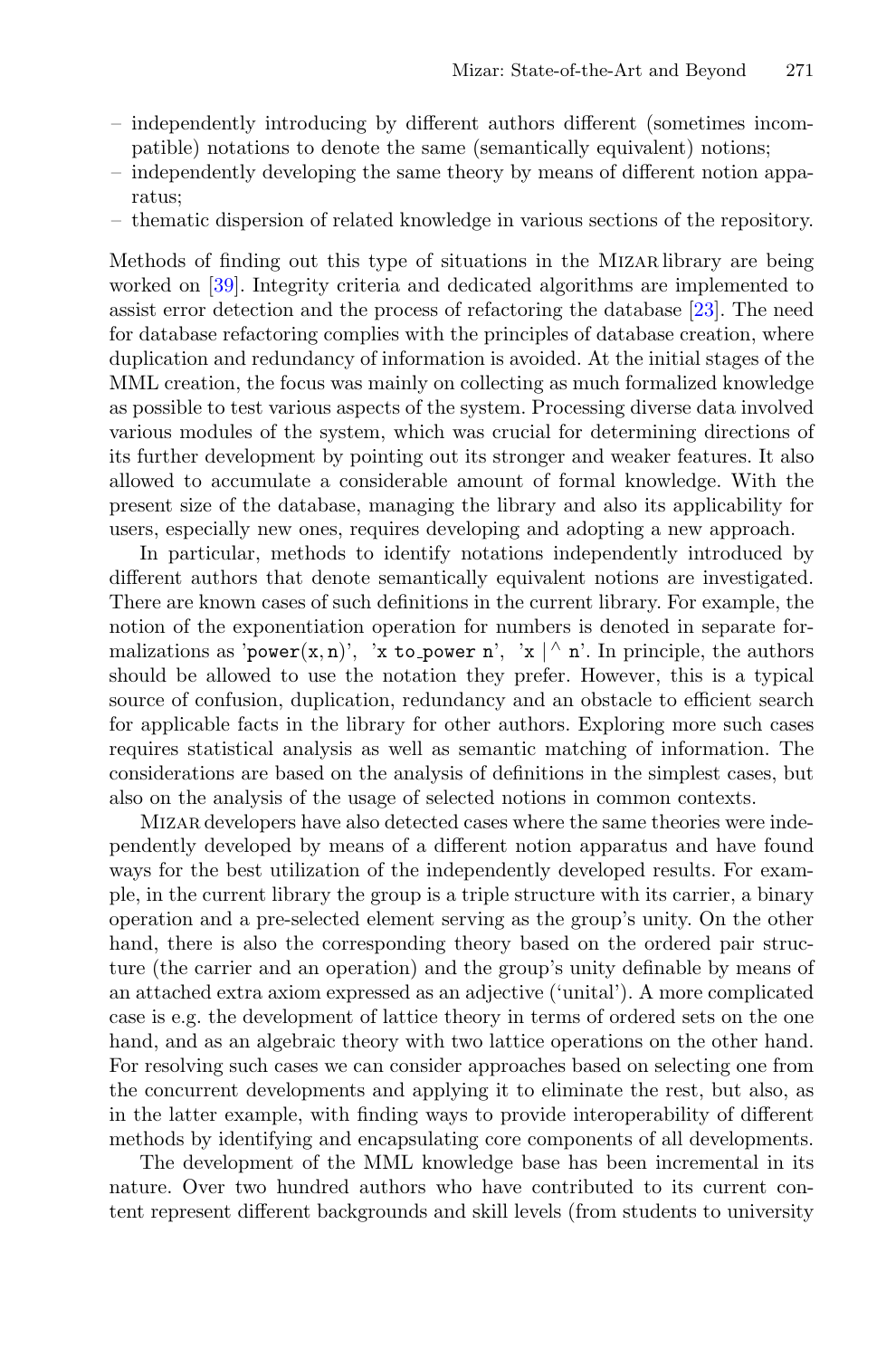- independently introducing by different authors different (sometimes incompatible) notations to denote the same (semantically equivalent) notions;
- independently developing the same theory by means of different notion apparatus;
- thematic dispersion of related knowledge in various sections of the repository.

Methods of finding out this type of situations in the Mizar library are being worked on [39]. Integrity criteria and dedicated algorithms are implemented to assist error detection and the process of refactoring the database [23]. The need for database refactoring complies with the principles of database creation, where duplication and redundancy of information is avoided. At the initial stages of the MML creation, the focus was mainly on collecting as much formalized knowledge as possible to test various aspects of the system. Processing diverse data involved various modules of the system, which was crucial for determining directions of its further development by pointing out its stronger and weaker features. It also allowed to accumulate a considerable amount of formal knowledge. With the present size of the database, managing the library and also its applicability for users, especially new ones, requires developing and adopting a new approach.

In particular, methods to identify notations independently introduced by different authors that denote semantically equivalent notions are investigated. There are known cases of such definitions in the current library. For example, the notion of the exponentiation operation for numbers is denoted in separate formalizations as 'power(x,n)', 'x to_power n', 'x |^ n'. In principle, the authors should be allowed to use the notation they prefer. However, this is a typical source of confusion, duplication, redundancy and an obstacle to efficient search for applicable facts in the library for other authors. Exploring more such cases requires statistical analysis as well as semantic matching of information. The considerations are based on the analysis of definitions in the simplest cases, but also on the analysis of the usage of selected notions in common contexts.

Mizar developers have also detected cases where the same theories were independently developed by means of a different notion apparatus and have found ways for the best utilization of the independently developed results. For example, in the current library the group is a triple structure with its carrier, a binary operation and a pre-selected element serving as the group's unity. On the other hand, there is also the corresponding theory based on the ordered pair structure (the carrier and an operation) and the group's unity definable by means of an attached extra axiom expressed as an adjective ('unital'). A more complicated case is e.g. the development of lattice theory in terms of ordered sets on the one hand, and as an algebraic theory with two lattice operations on the other hand. For resolving such cases we can consider approaches based on selecting one from the concurrent developments and applying it to eliminate the rest, but also, as in the latter example, with finding ways to provide interoperability of different methods by identifying and encapsulating core components of all developments.

The development of the MML knowledge base has been incremental in its nature. Over two hundred authors who have contributed to its current content represent different backgrounds and skill levels (from students to university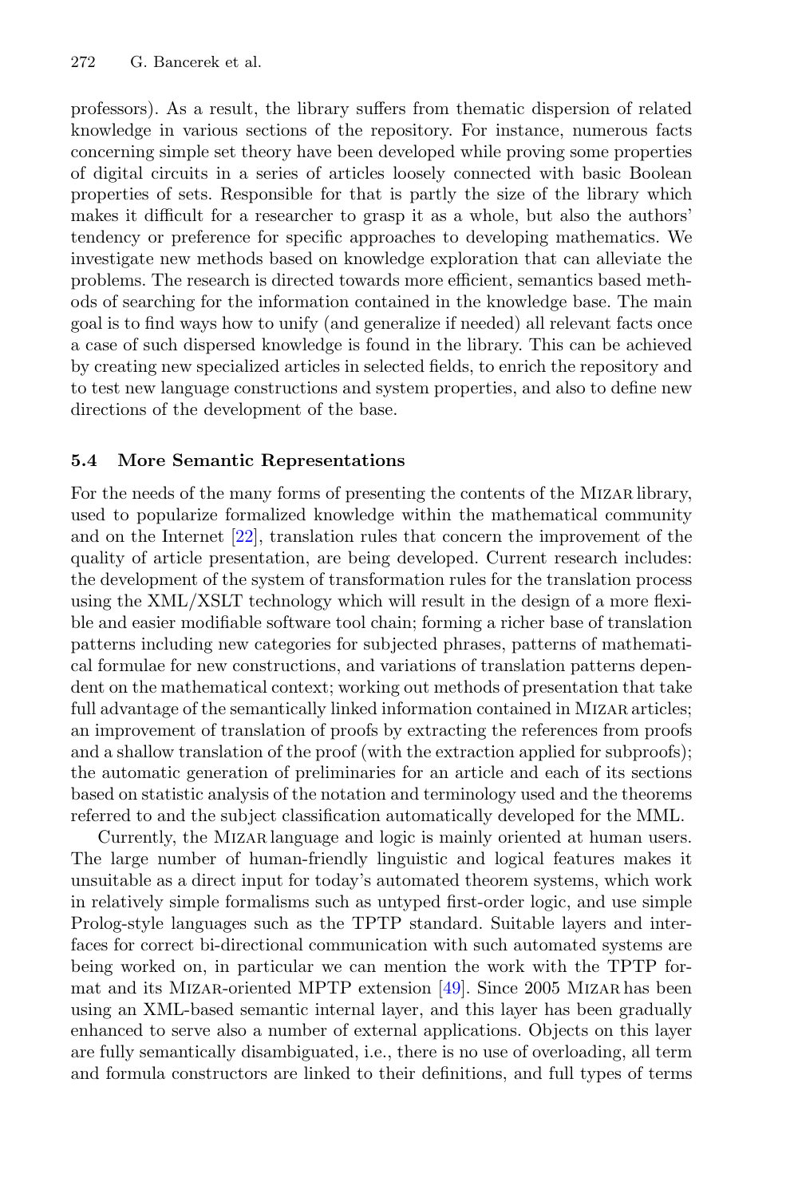professors). As a result, the library suffers from thematic dispersion of related knowledge in various sections of the repository. For instance, numerous facts concerning simple set theory have been developed while proving some properties of digital circuits in a series of articles loosely connected with basic Boolean properties of sets. Responsible for that is partly the size of the library which makes it difficult for a researcher to grasp it as a whole, but also the authors' tendency or preference for specific approaches to developing mathematics. We investigate new methods based on knowledge exploration that can alleviate the problems. The research is directed towards more efficient, semantics based methods of searching for the information contained in the knowledge base. The main goal is to find ways how to unify (and generalize if needed) all relevant facts once a case of such dispersed knowledge is found in the library. This can be achieved by creating new specialized articles in selected fields, to enrich the repository and to test new language constructions and system properties, and also to define new directions of the development of the base.

### 5.4 More Semantic Representations

For the needs of the many forms of presenting the contents of the Mizar library, used to popularize formalized knowledge within the mathematical community and on the Internet [22], translation rules that concern the improvement of the quality of article presentation, are being developed. Current research includes: the development of the system of transformation rules for the translation process using the XML/XSLT technology which will result in the design of a more flexible and easier modifiable software tool chain; forming a richer base of translation patterns including new categories for subjected phrases, patterns of mathematical formulae for new constructions, and variations of translation patterns dependent on the mathematical context; working out methods of presentation that take full advantage of the semantically linked information contained in Mizar articles; an improvement of translation of proofs by extracting the references from proofs and a shallow translation of the proof (with the extraction applied for subproofs); the automatic generation of preliminaries for an article and each of its sections based on statistic analysis of the notation and terminology used and the theorems referred to and the subject classification automatically developed for the MML.

Currently, the Mizar language and logic is mainly oriented at human users. The large number of human-friendly linguistic and logical features makes it unsuitable as a direct input for today's automated theorem systems, which work in relatively simple formalisms such as untyped first-order logic, and use simple Prolog-style languages such as the TPTP standard. Suitable layers and interfaces for correct bi-directional communication with such automated systems are being worked on, in particular we can mention the work with the TPTP format and its Mizar-oriented MPTP extension [49]. Since 2005 Mizar has been using an XML-based semantic internal layer, and this layer has been gradually enhanced to serve also a number of external applications. Objects on this layer are fully semantically disambiguated, i.e., there is no use of overloading, all term and formula constructors are linked to their definitions, and full types of terms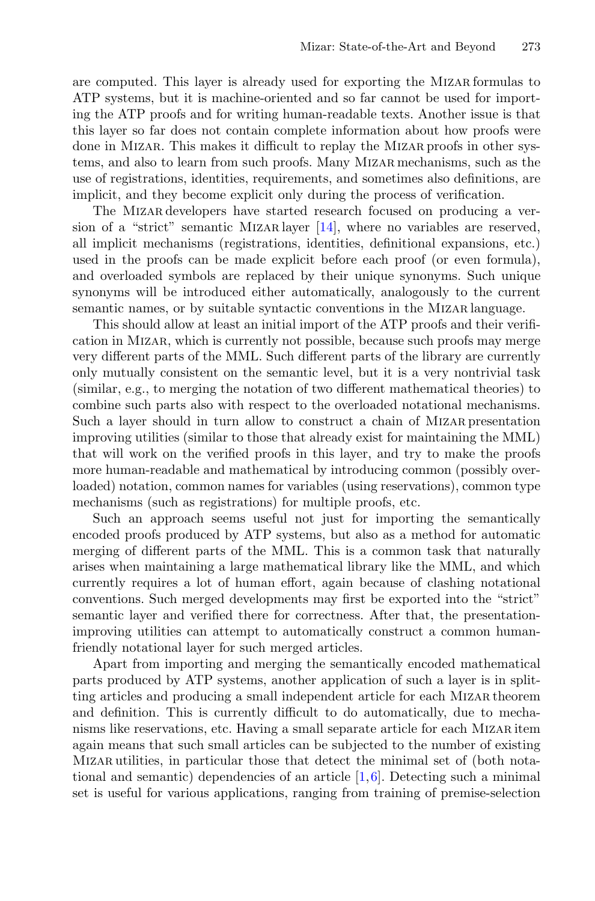are computed. This layer is already used for exporting the Mizar formulas to ATP systems, but it is machine-oriented and so far cannot be used for importing the ATP proofs and for writing human-readable texts. Another issue is that this layer so far does not contain complete information about how proofs were done in Mizar. This makes it difficult to replay the Mizar proofs in other systems, and also to learn from such proofs. Many Mizar mechanisms, such as the use of registrations, identities, requirements, and sometimes also definitions, are implicit, and they become explicit only during the process of verification.

The Mizar developers have started research focused on producing a version of a "strict" semantic Mizar layer [14], where no variables are reserved, all implicit mechanisms (registrations, identities, definitional expansions, etc.) used in the proofs can be made explicit before each proof (or even formula), and overloaded symbols are replaced by their unique synonyms. Such unique synonyms will be introduced either automatically, analogously to the current semantic names, or by suitable syntactic conventions in the Mizar language.

This should allow at least an initial import of the ATP proofs and their verification in Mizar, which is currently not possible, because such proofs may merge very different parts of the MML. Such different parts of the library are currently only mutually consistent on the semantic level, but it is a very nontrivial task (similar, e.g., to merging the notation of two different mathematical theories) to combine such parts also with respect to the overloaded notational mechanisms. Such a layer should in turn allow to construct a chain of Mizar presentation improving utilities (similar to those that already exist for maintaining the MML) that will work on the verified proofs in this layer, and try to make the proofs more human-readable and mathematical by introducing common (possibly overloaded) notation, common names for variables (using reservations), common type mechanisms (such as registrations) for multiple proofs, etc.

Such an approach seems useful not just for importing the semantically encoded proofs produced by ATP systems, but also as a method for automatic merging of different parts of the MML. This is a common task that naturally arises when maintaining a large mathematical library like the MML, and which currently requires a lot of human effort, again because of clashing notational conventions. Such merged developments may first be exported into the "strict" semantic layer and verified there for correctness. After that, the presentation-improving utilities can attempt to automatically construct a common human-friendly notational layer for such merged articles.

Apart from importing and merging the semantically encoded mathematical parts produced by ATP systems, another application of such a layer is in splitting articles and producing a small independent article for each Mizar theorem and definition. This is currently difficult to do automatically, due to mechanisms like reservations, etc. Having a small separate article for each Mizar item again means that such small articles can be subjected to the number of existing Mizar utilities, in particular those that detect the minimal set of (both notational and semantic) dependencies of an article [1,6]. Detecting such a minimal set is useful for various applications, ranging from training of premise-selection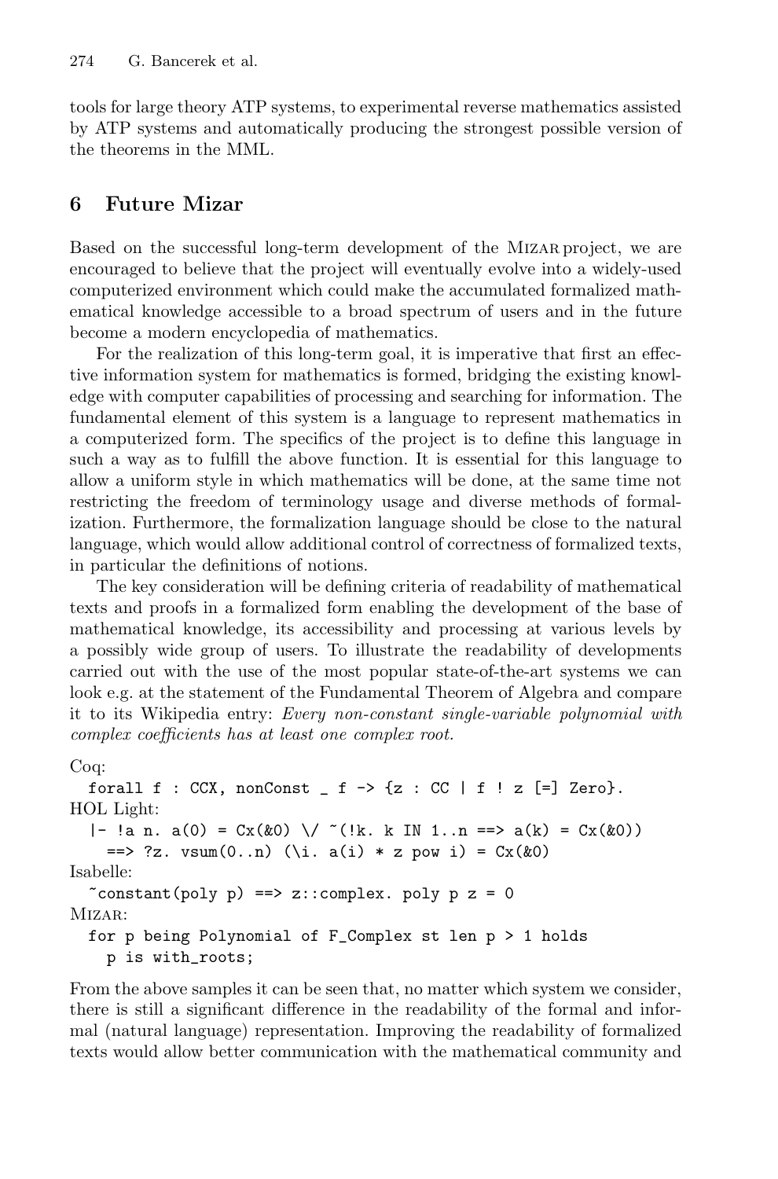tools for large theory ATP systems, to experimental reverse mathematics assisted by ATP systems and automatically producing the strongest possible version of the theorems in the MML.

## 6 Future Mizar

Based on the successful long-term development of the Mizar project, we are encouraged to believe that the project will eventually evolve into a widely-used computerized environment which could make the accumulated formalized mathematical knowledge accessible to a broad spectrum of users and in the future become a modern encyclopedia of mathematics.

For the realization of this long-term goal, it is imperative that first an effective information system for mathematics is formed, bridging the existing knowledge with computer capabilities of processing and searching for information. The fundamental element of this system is a language to represent mathematics in a computerized form. The specifics of the project is to define this language in such a way as to fulfill the above function. It is essential for this language to allow a uniform style in which mathematics will be done, at the same time not restricting the freedom of terminology usage and diverse methods of formalization. Furthermore, the formalization language should be close to the natural language, which would allow additional control of correctness of formalized texts, in particular the definitions of notions.

The key consideration will be defining criteria of readability of mathematical texts and proofs in a formalized form enabling the development of the base of mathematical knowledge, its accessibility and processing at various levels by a possibly wide group of users. To illustrate the readability of developments carried out with the use of the most popular state-of-the-art systems we can look e.g. at the statement of the Fundamental Theorem of Algebra and compare it to its Wikipedia entry: *Every non-constant single-variable polynomial with complex coefficients has at least one complex root.*

Coq:
```
  forall f : CCX, nonConst _ f -> {z : CC | f ! z [=] Zero}.
```
HOL Light:
```
  |- !a n. a(0) = Cx(&0) \/ ~(!k. k IN 1..n ==> a(k) = Cx(&0))
     ==> ?z. vsum(0..n) (\i. a(i) * z pow i) = Cx(&0)
```
Isabelle:
```
  ~constant(poly p) ==> z::complex. poly p z = 0
```
Mizar:
```
  for p being Polynomial of F_Complex st len p > 1 holds
    p is with_roots;
```

From the above samples it can be seen that, no matter which system we consider, there is still a significant difference in the readability of the formal and informal (natural language) representation. Improving the readability of formalized texts would allow better communication with the mathematical community and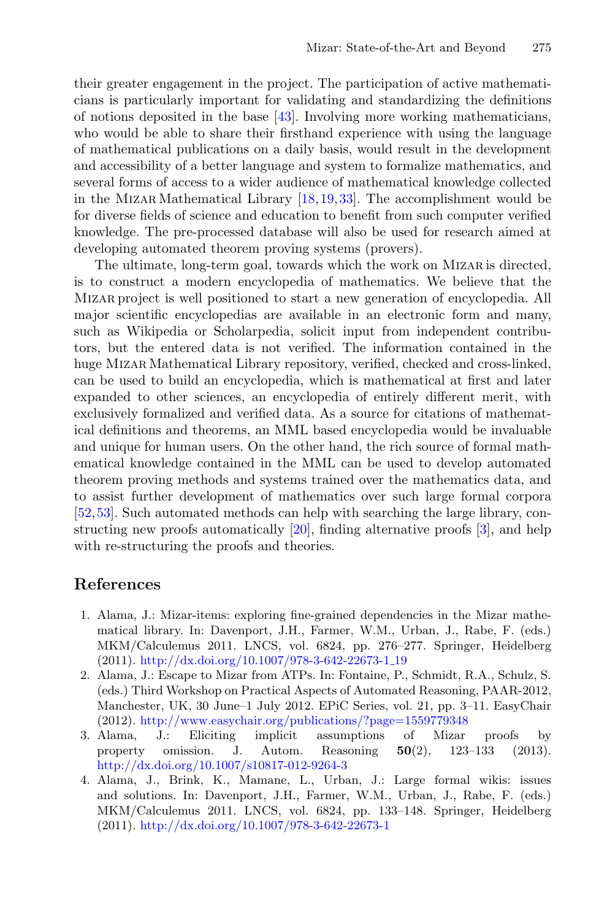their greater engagement in the project. The participation of active mathematicians is particularly important for validating and standardizing the definitions of notions deposited in the base [43]. Involving more working mathematicians, who would be able to share their firsthand experience with using the language of mathematical publications on a daily basis, would result in the development and accessibility of a better language and system to formalize mathematics, and several forms of access to a wider audience of mathematical knowledge collected in the Mizar Mathematical Library [18,19,33]. The accomplishment would be for diverse fields of science and education to benefit from such computer verified knowledge. The pre-processed database will also be used for research aimed at developing automated theorem proving systems (provers).

The ultimate, long-term goal, towards which the work on Mizar is directed, is to construct a modern encyclopedia of mathematics. We believe that the Mizar project is well positioned to start a new generation of encyclopedia. All major scientific encyclopedias are available in an electronic form and many, such as Wikipedia or Scholarpedia, solicit input from independent contributors, but the entered data is not verified. The information contained in the huge Mizar Mathematical Library repository, verified, checked and cross-linked, can be used to build an encyclopedia, which is mathematical at first and later expanded to other sciences, an encyclopedia of entirely different merit, with exclusively formalized and verified data. As a source for citations of mathematical definitions and theorems, an MML based encyclopedia would be invaluable and unique for human users. On the other hand, the rich source of formal mathematical knowledge contained in the MML can be used to develop automated theorem proving methods and systems trained over the mathematics data, and to assist further development of mathematics over such large formal corpora [52,53]. Such automated methods can help with searching the large library, constructing new proofs automatically [20], finding alternative proofs [3], and help with re-structuring the proofs and theories.

## References

1. Alama, J.: Mizar-items: exploring fine-grained dependencies in the Mizar mathematical library. In: Davenport, J.H., Farmer, W.M., Urban, J., Rabe, F. (eds.) MKM/Calculemus 2011. LNCS, vol. 6824, pp. 276–277. Springer, Heidelberg (2011). http://dx.doi.org/10.1007/978-3-642-22673-1_19
2. Alama, J.: Escape to Mizar from ATPs. In: Fontaine, P., Schmidt, R.A., Schulz, S. (eds.) Third Workshop on Practical Aspects of Automated Reasoning, PAAR-2012, Manchester, UK, 30 June–1 July 2012. EPiC Series, vol. 21, pp. 3–11. EasyChair (2012). http://www.easychair.org/publications/?page=1559779348
3. Alama, J.: Eliciting implicit assumptions of Mizar proofs by property omission. J. Autom. Reasoning **50**(2), 123–133 (2013). http://dx.doi.org/10.1007/s10817-012-9264-3
4. Alama, J., Brink, K., Mamane, L., Urban, J.: Large formal wikis: issues and solutions. In: Davenport, J.H., Farmer, W.M., Urban, J., Rabe, F. (eds.) MKM/Calculemus 2011. LNCS, vol. 6824, pp. 133–148. Springer, Heidelberg (2011). http://dx.doi.org/10.1007/978-3-642-22673-1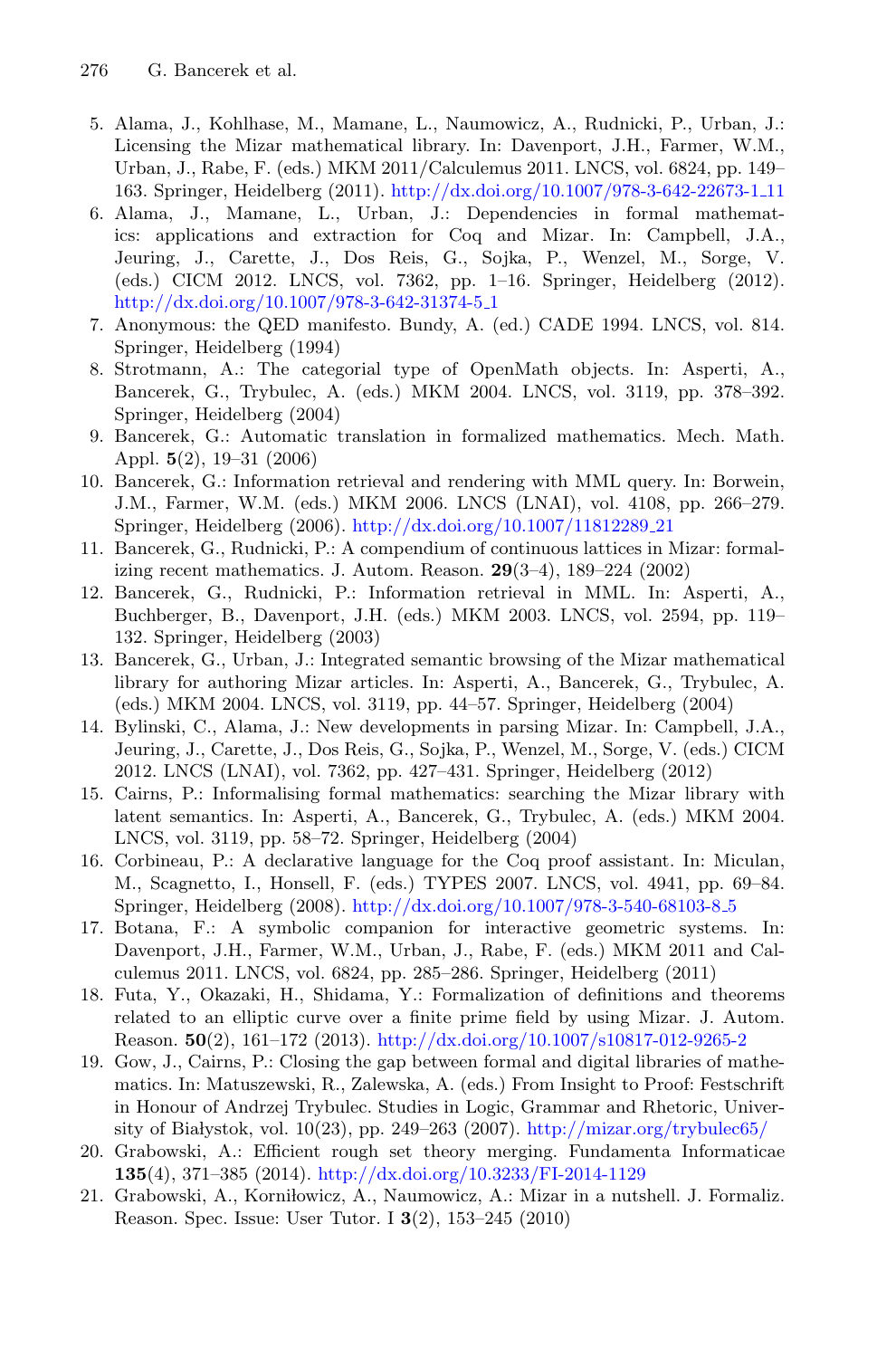5. Alama, J., Kohlhase, M., Mamane, L., Naumowicz, A., Rudnicki, P., Urban, J.: Licensing the Mizar mathematical library. In: Davenport, J.H., Farmer, W.M., Urban, J., Rabe, F. (eds.) MKM 2011/Calculemus 2011. LNCS, vol. 6824, pp. 149–163. Springer, Heidelberg (2011). http://dx.doi.org/10.1007/978-3-642-22673-1_11
6. Alama, J., Mamane, L., Urban, J.: Dependencies in formal mathematics: applications and extraction for Coq and Mizar. In: Campbell, J.A., Jeuring, J., Carette, J., Dos Reis, G., Sojka, P., Wenzel, M., Sorge, V. (eds.) CICM 2012. LNCS, vol. 7362, pp. 1–16. Springer, Heidelberg (2012). http://dx.doi.org/10.1007/978-3-642-31374-5_1
7. Anonymous: the QED manifesto. Bundy, A. (ed.) CADE 1994. LNCS, vol. 814. Springer, Heidelberg (1994)
8. Strotmann, A.: The categorial type of OpenMath objects. In: Asperti, A., Bancerek, G., Trybulec, A. (eds.) MKM 2004. LNCS, vol. 3119, pp. 378–392. Springer, Heidelberg (2004)
9. Bancerek, G.: Automatic translation in formalized mathematics. Mech. Math. Appl. **5**(2), 19–31 (2006)
10. Bancerek, G.: Information retrieval and rendering with MML query. In: Borwein, J.M., Farmer, W.M. (eds.) MKM 2006. LNCS (LNAI), vol. 4108, pp. 266–279. Springer, Heidelberg (2006). http://dx.doi.org/10.1007/11812289_21
11. Bancerek, G., Rudnicki, P.: A compendium of continuous lattices in Mizar: formalizing recent mathematics. J. Autom. Reason. **29**(3–4), 189–224 (2002)
12. Bancerek, G., Rudnicki, P.: Information retrieval in MML. In: Asperti, A., Buchberger, B., Davenport, J.H. (eds.) MKM 2003. LNCS, vol. 2594, pp. 119–132. Springer, Heidelberg (2003)
13. Bancerek, G., Urban, J.: Integrated semantic browsing of the Mizar mathematical library for authoring Mizar articles. In: Asperti, A., Bancerek, G., Trybulec, A. (eds.) MKM 2004. LNCS, vol. 3119, pp. 44–57. Springer, Heidelberg (2004)
14. Bylinski, C., Alama, J.: New developments in parsing Mizar. In: Campbell, J.A., Jeuring, J., Carette, J., Dos Reis, G., Sojka, P., Wenzel, M., Sorge, V. (eds.) CICM 2012. LNCS (LNAI), vol. 7362, pp. 427–431. Springer, Heidelberg (2012)
15. Cairns, P.: Informalising formal mathematics: searching the Mizar library with latent semantics. In: Asperti, A., Bancerek, G., Trybulec, A. (eds.) MKM 2004. LNCS, vol. 3119, pp. 58–72. Springer, Heidelberg (2004)
16. Corbineau, P.: A declarative language for the Coq proof assistant. In: Miculan, M., Scagnetto, I., Honsell, F. (eds.) TYPES 2007. LNCS, vol. 4941, pp. 69–84. Springer, Heidelberg (2008). http://dx.doi.org/10.1007/978-3-540-68103-8_5
17. Botana, F.: A symbolic companion for interactive geometric systems. In: Davenport, J.H., Farmer, W.M., Urban, J., Rabe, F. (eds.) MKM 2011 and Calculemus 2011. LNCS, vol. 6824, pp. 285–286. Springer, Heidelberg (2011)
18. Futa, Y., Okazaki, H., Shidama, Y.: Formalization of definitions and theorems related to an elliptic curve over a finite prime field by using Mizar. J. Autom. Reason. **50**(2), 161–172 (2013). http://dx.doi.org/10.1007/s10817-012-9265-2
19. Gow, J., Cairns, P.: Closing the gap between formal and digital libraries of mathematics. In: Matuszewski, R., Zalewska, A. (eds.) From Insight to Proof: Festschrift in Honour of Andrzej Trybulec. Studies in Logic, Grammar and Rhetoric, University of Białystok, vol. 10(23), pp. 249–263 (2007). http://mizar.org/trybulec65/
20. Grabowski, A.: Efficient rough set theory merging. Fundamenta Informaticae **135**(4), 371–385 (2014). http://dx.doi.org/10.3233/FI-2014-1129
21. Grabowski, A., Korniłowicz, A., Naumowicz, A.: Mizar in a nutshell. J. Formaliz. Reason. Spec. Issue: User Tutor. I **3**(2), 153–245 (2010)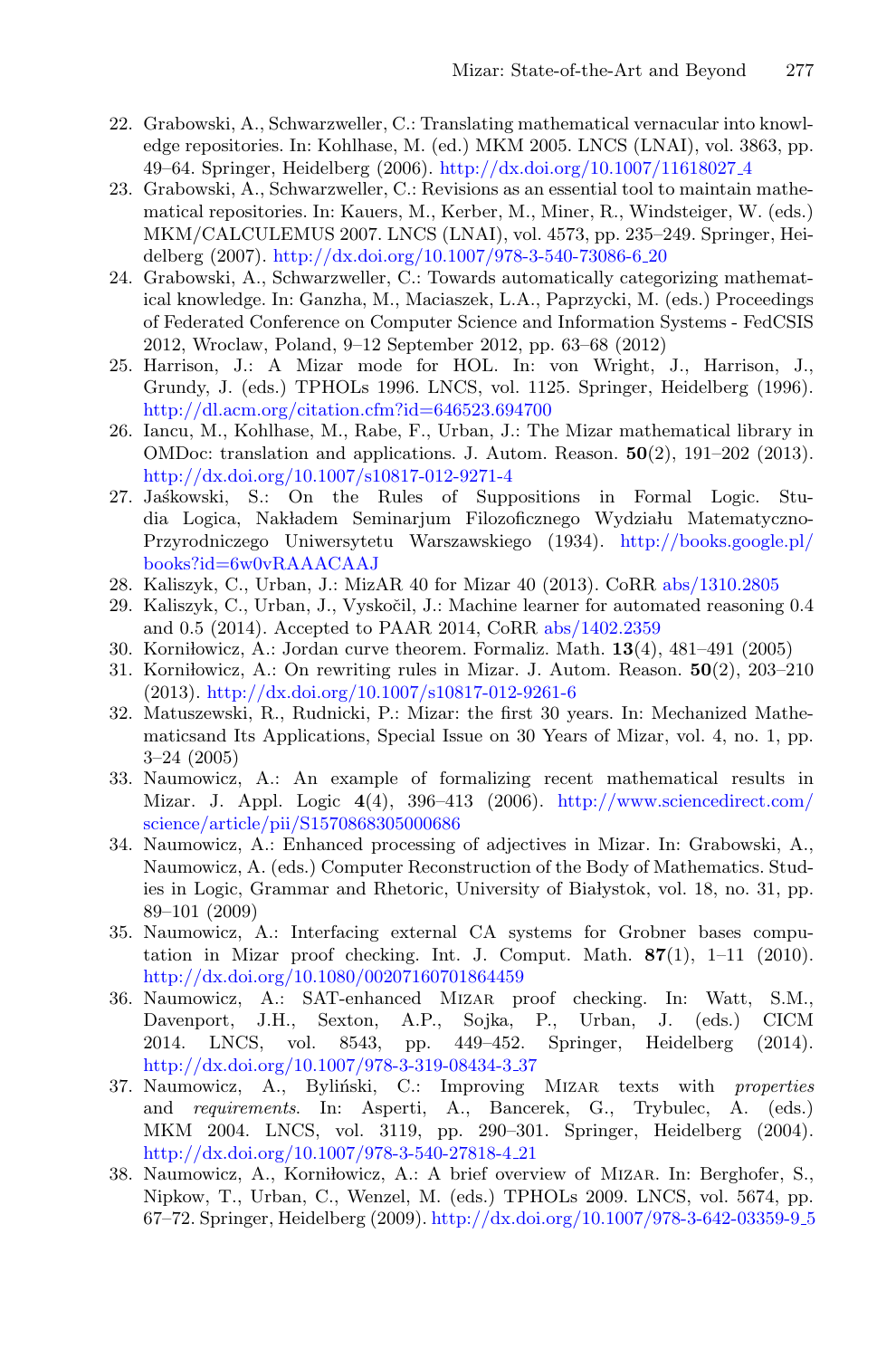22. Grabowski, A., Schwarzweller, C.: Translating mathematical vernacular into knowledge repositories. In: Kohlhase, M. (ed.) MKM 2005. LNCS (LNAI), vol. 3863, pp. 49–64. Springer, Heidelberg (2006). http://dx.doi.org/10.1007/11618027_4
23. Grabowski, A., Schwarzweller, C.: Revisions as an essential tool to maintain mathematical repositories. In: Kauers, M., Kerber, M., Miner, R., Windsteiger, W. (eds.) MKM/CALCULEMUS 2007. LNCS (LNAI), vol. 4573, pp. 235–249. Springer, Heidelberg (2007). http://dx.doi.org/10.1007/978-3-540-73086-6_20
24. Grabowski, A., Schwarzweller, C.: Towards automatically categorizing mathematical knowledge. In: Ganzha, M., Maciaszek, L.A., Paprzycki, M. (eds.) Proceedings of Federated Conference on Computer Science and Information Systems - FedCSIS 2012, Wroclaw, Poland, 9–12 September 2012, pp. 63–68 (2012)
25. Harrison, J.: A Mizar mode for HOL. In: von Wright, J., Harrison, J., Grundy, J. (eds.) TPHOLs 1996. LNCS, vol. 1125. Springer, Heidelberg (1996). http://dl.acm.org/citation.cfm?id=646523.694700
26. Iancu, M., Kohlhase, M., Rabe, F., Urban, J.: The Mizar mathematical library in OMDoc: translation and applications. J. Autom. Reason. **50**(2), 191–202 (2013). http://dx.doi.org/10.1007/s10817-012-9271-4
27. Jaśkowski, S.: On the Rules of Suppositions in Formal Logic. Studia Logica, Nakładem Seminarjum Filozoficznego Wydziału Matematyczno-Przyrodniczego Uniwersytetu Warszawskiego (1934). http://books.google.pl/books?id=6w0vRAAACAAJ
28. Kaliszyk, C., Urban, J.: MizAR 40 for Mizar 40 (2013). CoRR abs/1310.2805
29. Kaliszyk, C., Urban, J., Vyskočil, J.: Machine learner for automated reasoning 0.4 and 0.5 (2014). Accepted to PAAR 2014, CoRR abs/1402.2359
30. Korniłowicz, A.: Jordan curve theorem. Formaliz. Math. **13**(4), 481–491 (2005)
31. Korniłowicz, A.: On rewriting rules in Mizar. J. Autom. Reason. **50**(2), 203–210 (2013). http://dx.doi.org/10.1007/s10817-012-9261-6
32. Matuszewski, R., Rudnicki, P.: Mizar: the first 30 years. In: Mechanized Mathematicsand Its Applications, Special Issue on 30 Years of Mizar, vol. 4, no. 1, pp. 3–24 (2005)
33. Naumowicz, A.: An example of formalizing recent mathematical results in Mizar. J. Appl. Logic **4**(4), 396–413 (2006). http://www.sciencedirect.com/science/article/pii/S1570868305000686
34. Naumowicz, A.: Enhanced processing of adjectives in Mizar. In: Grabowski, A., Naumowicz, A. (eds.) Computer Reconstruction of the Body of Mathematics. Studies in Logic, Grammar and Rhetoric, University of Białystok, vol. 18, no. 31, pp. 89–101 (2009)
35. Naumowicz, A.: Interfacing external CA systems for Grobner bases computation in Mizar proof checking. Int. J. Comput. Math. **87**(1), 1–11 (2010). http://dx.doi.org/10.1080/00207160701864459
36. Naumowicz, A.: SAT-enhanced Mizar proof checking. In: Watt, S.M., Davenport, J.H., Sexton, A.P., Sojka, P., Urban, J. (eds.) CICM 2014. LNCS, vol. 8543, pp. 449–452. Springer, Heidelberg (2014). http://dx.doi.org/10.1007/978-3-319-08434-3_37
37. Naumowicz, A., Byliński, C.: Improving Mizar texts with *properties* and *requirements*. In: Asperti, A., Bancerek, G., Trybulec, A. (eds.) MKM 2004. LNCS, vol. 3119, pp. 290–301. Springer, Heidelberg (2004). http://dx.doi.org/10.1007/978-3-540-27818-4_21
38. Naumowicz, A., Korniłowicz, A.: A brief overview of Mizar. In: Berghofer, S., Nipkow, T., Urban, C., Wenzel, M. (eds.) TPHOLs 2009. LNCS, vol. 5674, pp. 67–72. Springer, Heidelberg (2009). http://dx.doi.org/10.1007/978-3-642-03359-9_5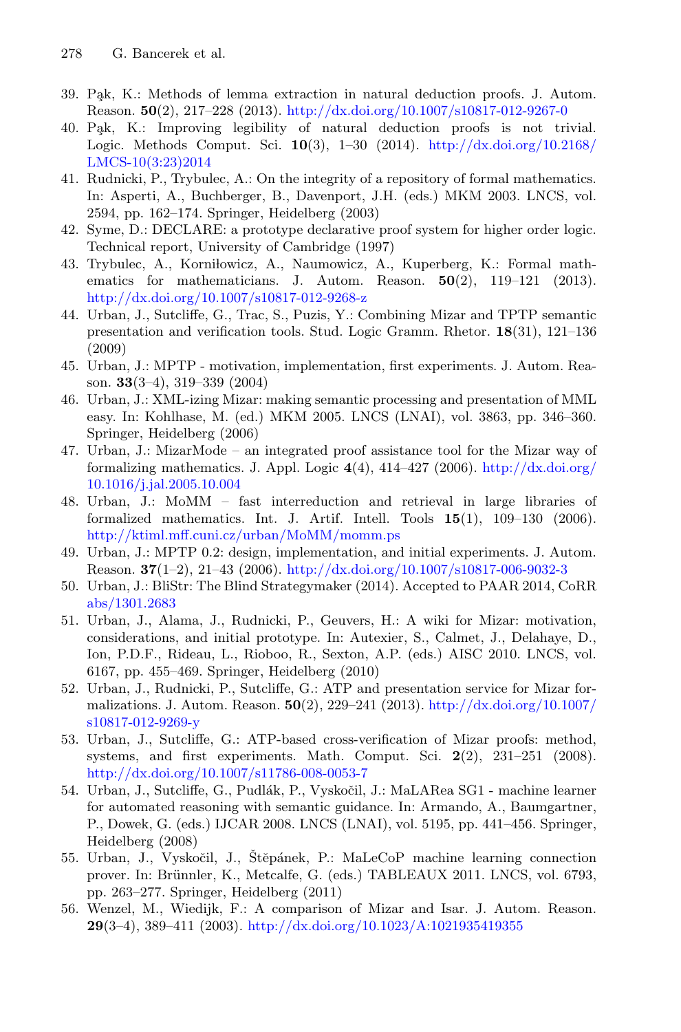39. Pąk, K.: Methods of lemma extraction in natural deduction proofs. J. Autom. Reason. **50**(2), 217–228 (2013). http://dx.doi.org/10.1007/s10817-012-9267-0
40. Pąk, K.: Improving legibility of natural deduction proofs is not trivial. Logic. Methods Comput. Sci. **10**(3), 1–30 (2014). http://dx.doi.org/10.2168/LMCS-10(3:23)2014
41. Rudnicki, P., Trybulec, A.: On the integrity of a repository of formal mathematics. In: Asperti, A., Buchberger, B., Davenport, J.H. (eds.) MKM 2003. LNCS, vol. 2594, pp. 162–174. Springer, Heidelberg (2003)
42. Syme, D.: DECLARE: a prototype declarative proof system for higher order logic. Technical report, University of Cambridge (1997)
43. Trybulec, A., Korniłowicz, A., Naumowicz, A., Kuperberg, K.: Formal mathematics for mathematicians. J. Autom. Reason. **50**(2), 119–121 (2013). http://dx.doi.org/10.1007/s10817-012-9268-z
44. Urban, J., Sutcliffe, G., Trac, S., Puzis, Y.: Combining Mizar and TPTP semantic presentation and verification tools. Stud. Logic Gramm. Rhetor. **18**(31), 121–136 (2009)
45. Urban, J.: MPTP - motivation, implementation, first experiments. J. Autom. Reason. **33**(3–4), 319–339 (2004)
46. Urban, J.: XML-izing Mizar: making semantic processing and presentation of MML easy. In: Kohlhase, M. (ed.) MKM 2005. LNCS (LNAI), vol. 3863, pp. 346–360. Springer, Heidelberg (2006)
47. Urban, J.: MizarMode – an integrated proof assistance tool for the Mizar way of formalizing mathematics. J. Appl. Logic **4**(4), 414–427 (2006). http://dx.doi.org/10.1016/j.jal.2005.10.004
48. Urban, J.: MoMM – fast interreduction and retrieval in large libraries of formalized mathematics. Int. J. Artif. Intell. Tools **15**(1), 109–130 (2006). http://ktiml.mff.cuni.cz/urban/MoMM/momm.ps
49. Urban, J.: MPTP 0.2: design, implementation, and initial experiments. J. Autom. Reason. **37**(1–2), 21–43 (2006). http://dx.doi.org/10.1007/s10817-006-9032-3
50. Urban, J.: BliStr: The Blind Strategymaker (2014). Accepted to PAAR 2014, CoRR abs/1301.2683
51. Urban, J., Alama, J., Rudnicki, P., Geuvers, H.: A wiki for Mizar: motivation, considerations, and initial prototype. In: Autexier, S., Calmet, J., Delahaye, D., Ion, P.D.F., Rideau, L., Rioboo, R., Sexton, A.P. (eds.) AISC 2010. LNCS, vol. 6167, pp. 455–469. Springer, Heidelberg (2010)
52. Urban, J., Rudnicki, P., Sutcliffe, G.: ATP and presentation service for Mizar formalizations. J. Autom. Reason. **50**(2), 229–241 (2013). http://dx.doi.org/10.1007/s10817-012-9269-y
53. Urban, J., Sutcliffe, G.: ATP-based cross-verification of Mizar proofs: method, systems, and first experiments. Math. Comput. Sci. **2**(2), 231–251 (2008). http://dx.doi.org/10.1007/s11786-008-0053-7
54. Urban, J., Sutcliffe, G., Pudlák, P., Vyskočil, J.: MaLARea SG1 - machine learner for automated reasoning with semantic guidance. In: Armando, A., Baumgartner, P., Dowek, G. (eds.) IJCAR 2008. LNCS (LNAI), vol. 5195, pp. 441–456. Springer, Heidelberg (2008)
55. Urban, J., Vyskočil, J., Štěpánek, P.: MaLeCoP machine learning connection prover. In: Brünnler, K., Metcalfe, G. (eds.) TABLEAUX 2011. LNCS, vol. 6793, pp. 263–277. Springer, Heidelberg (2011)
56. Wenzel, M., Wiedijk, F.: A comparison of Mizar and Isar. J. Autom. Reason. **29**(3–4), 389–411 (2003). http://dx.doi.org/10.1023/A:1021935419355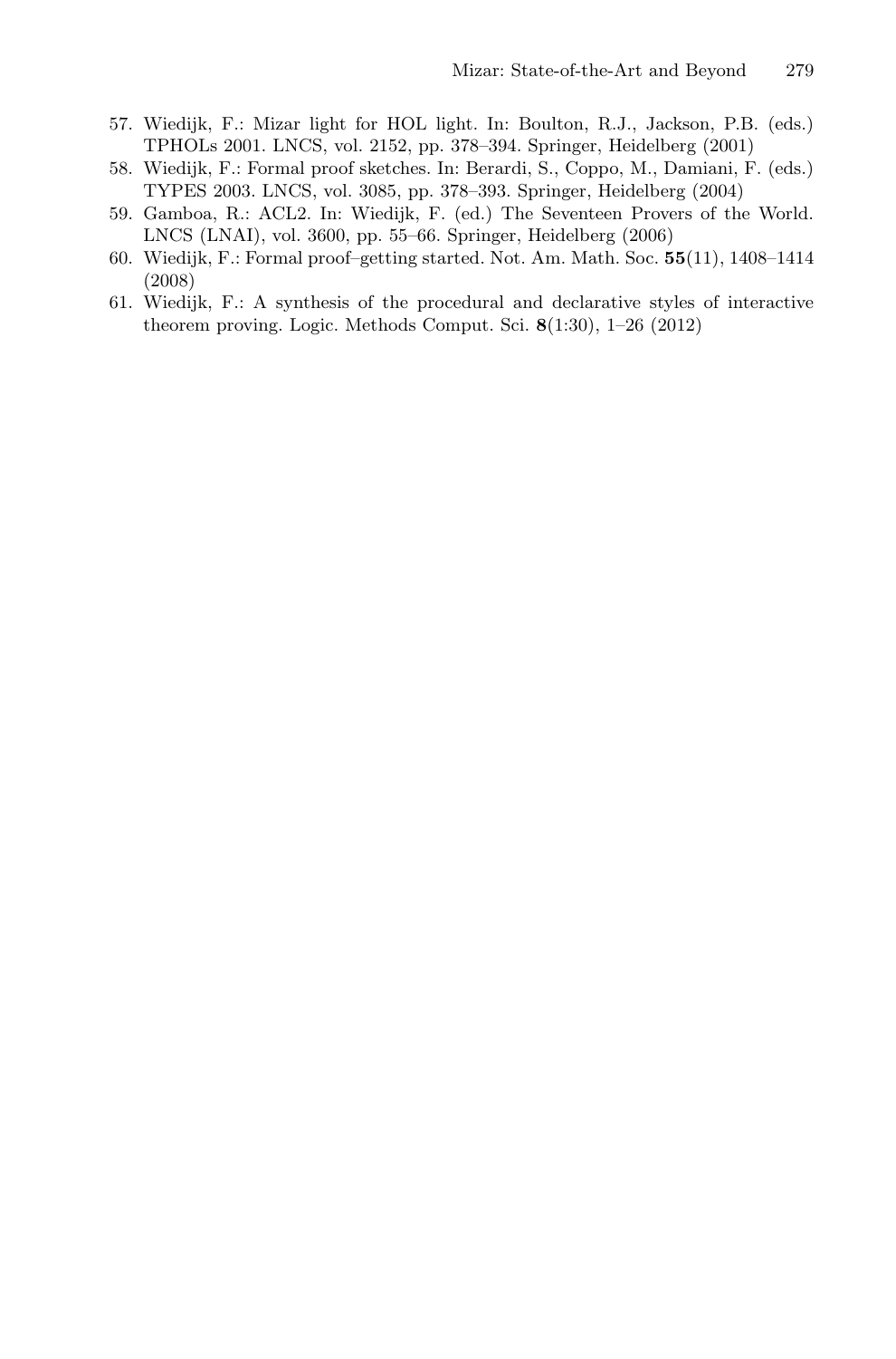57. Wiedijk, F.: Mizar light for HOL light. In: Boulton, R.J., Jackson, P.B. (eds.) TPHOLs 2001. LNCS, vol. 2152, pp. 378–394. Springer, Heidelberg (2001)
58. Wiedijk, F.: Formal proof sketches. In: Berardi, S., Coppo, M., Damiani, F. (eds.) TYPES 2003. LNCS, vol. 3085, pp. 378–393. Springer, Heidelberg (2004)
59. Gamboa, R.: ACL2. In: Wiedijk, F. (ed.) The Seventeen Provers of the World. LNCS (LNAI), vol. 3600, pp. 55–66. Springer, Heidelberg (2006)
60. Wiedijk, F.: Formal proof–getting started. Not. Am. Math. Soc. **55**(11), 1408–1414 (2008)
61. Wiedijk, F.: A synthesis of the procedural and declarative styles of interactive theorem proving. Logic. Methods Comput. Sci. **8**(1:30), 1–26 (2012)